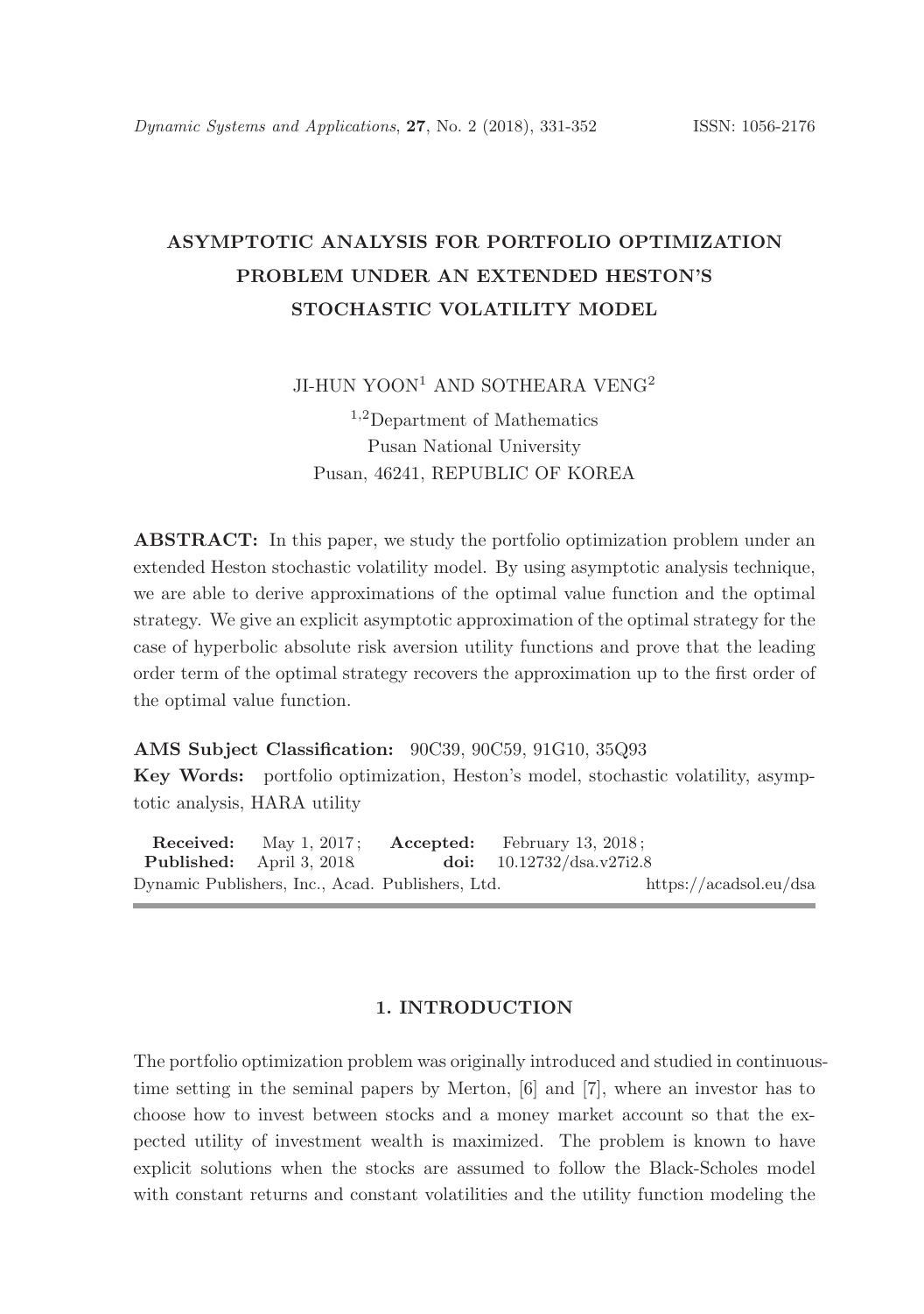# ASYMPTOTIC ANALYSIS FOR PORTFOLIO OPTIMIZATION PROBLEM UNDER AN EXTENDED HESTON'S STOCHASTIC VOLATILITY MODEL

JI-HUN YOON[1] AND SOTHEARA VENG[2]

[1,2]Department of Mathematics
Pusan National University
Pusan, 46241, REPUBLIC OF KOREA

**ABSTRACT:** In this paper, we study the portfolio optimization problem under an extended Heston stochastic volatility model. By using asymptotic analysis technique, we are able to derive approximations of the optimal value function and the optimal strategy. We give an explicit asymptotic approximation of the optimal strategy for the case of hyperbolic absolute risk aversion utility functions and prove that the leading order term of the optimal strategy recovers the approximation up to the first order of the optimal value function.

**AMS Subject Classification:** 90C39, 90C59, 91G10, 35Q93

**Key Words:** portfolio optimization, Heston's model, stochastic volatility, asymptotic analysis, HARA utility

**Received:** May 1, 2017; **Accepted:** February 13, 2018;
**Published:** April 3, 2018 **doi:** 10.12732/dsa.v27i2.8
Dynamic Publishers, Inc., Acad. Publishers, Ltd. https://acadsol.eu/dsa

## 1. INTRODUCTION

The portfolio optimization problem was originally introduced and studied in continuous-time setting in the seminal papers by Merton, [6] and [7], where an investor has to choose how to invest between stocks and a money market account so that the expected utility of investment wealth is maximized. The problem is known to have explicit solutions when the stocks are assumed to follow the Black-Scholes model with constant returns and constant volatilities and the utility function modeling the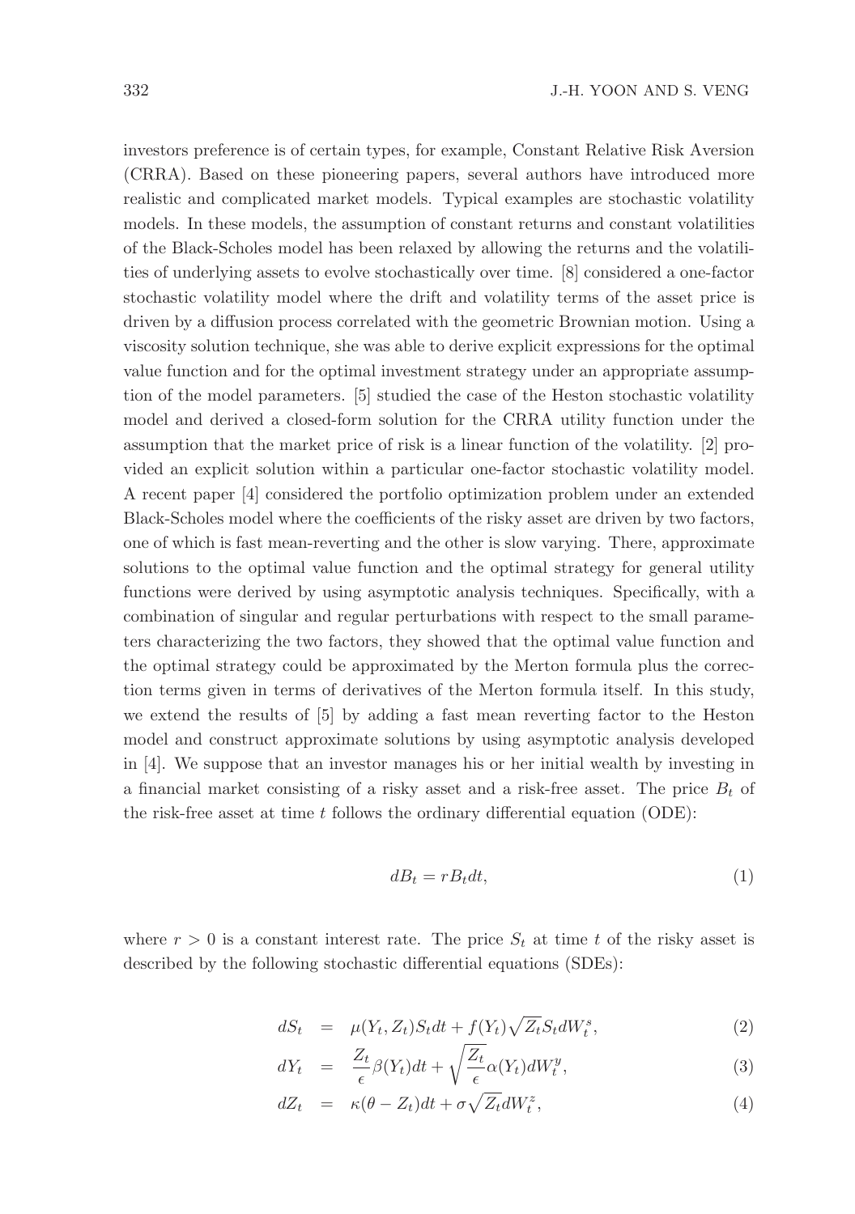investors preference is of certain types, for example, Constant Relative Risk Aversion (CRRA). Based on these pioneering papers, several authors have introduced more realistic and complicated market models. Typical examples are stochastic volatility models. In these models, the assumption of constant returns and constant volatilities of the Black-Scholes model has been relaxed by allowing the returns and the volatilities of underlying assets to evolve stochastically over time. [8] considered a one-factor stochastic volatility model where the drift and volatility terms of the asset price is driven by a diffusion process correlated with the geometric Brownian motion. Using a viscosity solution technique, she was able to derive explicit expressions for the optimal value function and for the optimal investment strategy under an appropriate assumption of the model parameters. [5] studied the case of the Heston stochastic volatility model and derived a closed-form solution for the CRRA utility function under the assumption that the market price of risk is a linear function of the volatility. [2] provided an explicit solution within a particular one-factor stochastic volatility model. A recent paper [4] considered the portfolio optimization problem under an extended Black-Scholes model where the coefficients of the risky asset are driven by two factors, one of which is fast mean-reverting and the other is slow varying. There, approximate solutions to the optimal value function and the optimal strategy for general utility functions were derived by using asymptotic analysis techniques. Specifically, with a combination of singular and regular perturbations with respect to the small parameters characterizing the two factors, they showed that the optimal value function and the optimal strategy could be approximated by the Merton formula plus the correction terms given in terms of derivatives of the Merton formula itself. In this study, we extend the results of [5] by adding a fast mean reverting factor to the Heston model and construct approximate solutions by using asymptotic analysis developed in [4]. We suppose that an investor manages his or her initial wealth by investing in a financial market consisting of a risky asset and a risk-free asset. The price $B_t$ of the risk-free asset at time $t$ follows the ordinary differential equation (ODE):

$$dB_t = rB_t dt, \tag{1}$$

where $r > 0$ is a constant interest rate. The price $S_t$ at time $t$ of the risky asset is described by the following stochastic differential equations (SDEs):

$$\begin{aligned}
dS_t &= \mu(Y_t, Z_t)S_t dt + f(Y_t)\sqrt{Z_t}S_t dW_t^s, & (2)\\
dY_t &= \frac{Z_t}{\epsilon}\beta(Y_t)dt + \sqrt{\frac{Z_t}{\epsilon}}\alpha(Y_t)dW_t^y, & (3)\\
dZ_t &= \kappa(\theta - Z_t)dt + \sigma\sqrt{Z_t}dW_t^z, & (4)
\end{aligned}$$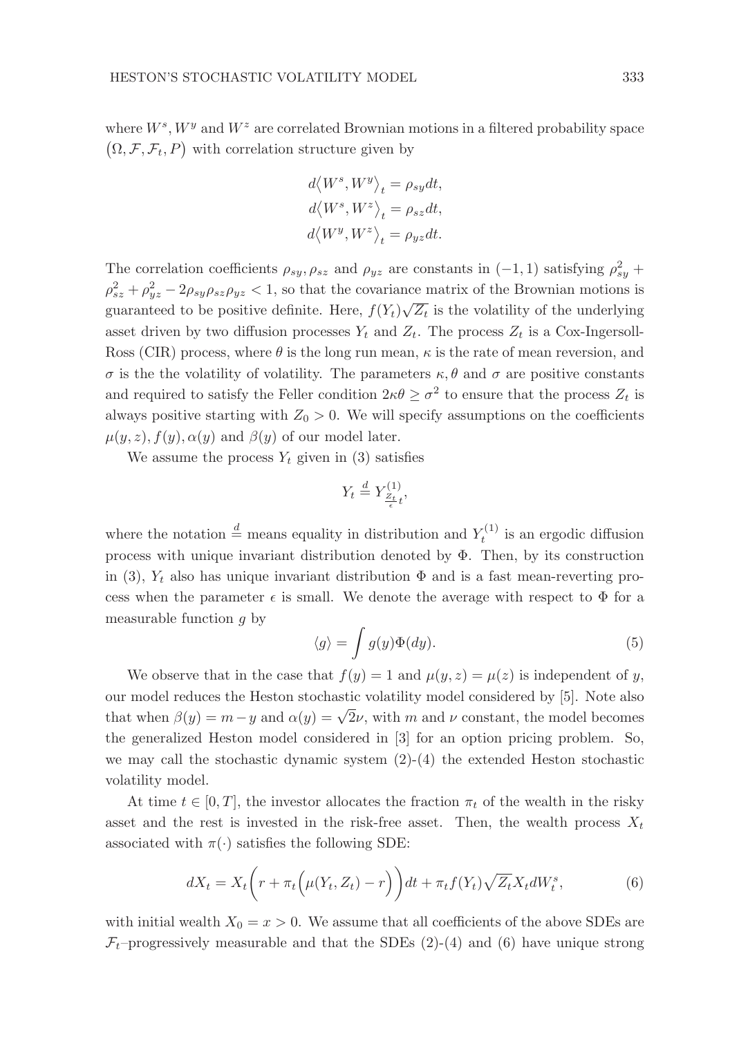where $W^s, W^y$ and $W^z$ are correlated Brownian motions in a filtered probability space $(\Omega, \mathcal{F}, \mathcal{F}_t, P)$ with correlation structure given by

$$d\langle W^s, W^y \rangle_t = \rho_{sy} dt,$$
$$d\langle W^s, W^z \rangle_t = \rho_{sz} dt,$$
$$d\langle W^y, W^z \rangle_t = \rho_{yz} dt.$$

The correlation coefficients $\rho_{sy}, \rho_{sz}$ and $\rho_{yz}$ are constants in $(-1, 1)$ satisfying $\rho_{sy}^2 + \rho_{sz}^2 + \rho_{yz}^2 - 2\rho_{sy}\rho_{sz}\rho_{yz} < 1$, so that the covariance matrix of the Brownian motions is guaranteed to be positive definite. Here, $f(Y_t)\sqrt{Z_t}$ is the volatility of the underlying asset driven by two diffusion processes $Y_t$ and $Z_t$. The process $Z_t$ is a Cox-Ingersoll-Ross (CIR) process, where $\theta$ is the long run mean, $\kappa$ is the rate of mean reversion, and $\sigma$ is the the volatility of volatility. The parameters $\kappa, \theta$ and $\sigma$ are positive constants and required to satisfy the Feller condition $2\kappa\theta \geq \sigma^2$ to ensure that the process $Z_t$ is always positive starting with $Z_0 > 0$. We will specify assumptions on the coefficients $\mu(y, z), f(y), \alpha(y)$ and $\beta(y)$ of our model later.

We assume the process $Y_t$ given in (3) satisfies

$$Y_t \stackrel{d}{=} Y^{(1)}_{\frac{Z_t}{\epsilon}t},$$

where the notation $\stackrel{d}{=}$ means equality in distribution and $Y_t^{(1)}$ is an ergodic diffusion process with unique invariant distribution denoted by $\Phi$. Then, by its construction in (3), $Y_t$ also has unique invariant distribution $\Phi$ and is a fast mean-reverting process when the parameter $\epsilon$ is small. We denote the average with respect to $\Phi$ for a measurable function $g$ by

$$\langle g \rangle = \int g(y)\Phi(dy). \tag{5}$$

We observe that in the case that $f(y) = 1$ and $\mu(y, z) = \mu(z)$ is independent of $y$, our model reduces the Heston stochastic volatility model considered by [5]. Note also that when $\beta(y) = m - y$ and $\alpha(y) = \sqrt{2}\nu$, with $m$ and $\nu$ constant, the model becomes the generalized Heston model considered in [3] for an option pricing problem. So, we may call the stochastic dynamic system (2)-(4) the extended Heston stochastic volatility model.

At time $t \in [0, T]$, the investor allocates the fraction $\pi_t$ of the wealth in the risky asset and the rest is invested in the risk-free asset. Then, the wealth process $X_t$ associated with $\pi(\cdot)$ satisfies the following SDE:

$$dX_t = X_t\Big(r + \pi_t\Big(\mu(Y_t, Z_t) - r\Big)\Big)dt + \pi_t f(Y_t)\sqrt{Z_t}X_t dW_t^s, \tag{6}$$

with initial wealth $X_0 = x > 0$. We assume that all coefficients of the above SDEs are $\mathcal{F}_t$–progressively measurable and that the SDEs (2)-(4) and (6) have unique strong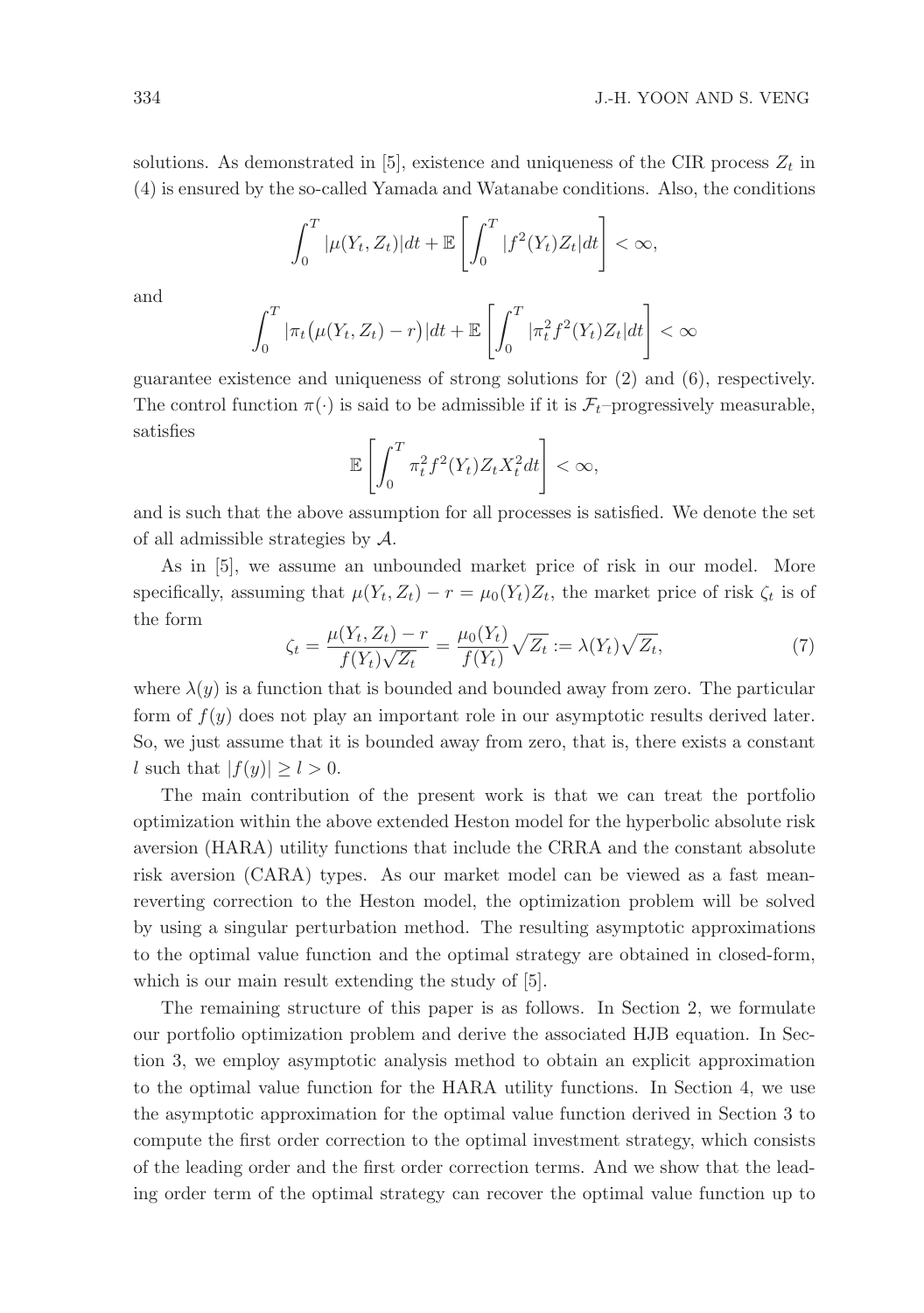solutions. As demonstrated in [5], existence and uniqueness of the CIR process $Z_t$ in (4) is ensured by the so-called Yamada and Watanabe conditions. Also, the conditions

$$\int_0^T |\mu(Y_t, Z_t)|dt + \mathbb{E}\left[\int_0^T |f^2(Y_t)Z_t|dt\right] < \infty,$$

and

$$\int_0^T |\pi_t\big(\mu(Y_t, Z_t) - r\big)|dt + \mathbb{E}\left[\int_0^T |\pi_t^2 f^2(Y_t)Z_t|dt\right] < \infty$$

guarantee existence and uniqueness of strong solutions for (2) and (6), respectively. The control function $\pi(\cdot)$ is said to be admissible if it is $\mathcal{F}_t$–progressively measurable, satisfies

$$\mathbb{E}\left[\int_0^T \pi_t^2 f^2(Y_t)Z_t X_t^2 dt\right] < \infty,$$

and is such that the above assumption for all processes is satisfied. We denote the set of all admissible strategies by $\mathcal{A}$.

As in [5], we assume an unbounded market price of risk in our model. More specifically, assuming that $\mu(Y_t, Z_t) - r = \mu_0(Y_t)Z_t$, the market price of risk $\zeta_t$ is of the form

$$\zeta_t = \frac{\mu(Y_t, Z_t) - r}{f(Y_t)\sqrt{Z_t}} = \frac{\mu_0(Y_t)}{f(Y_t)}\sqrt{Z_t} := \lambda(Y_t)\sqrt{Z_t}, \tag{7}$$

where $\lambda(y)$ is a function that is bounded and bounded away from zero. The particular form of $f(y)$ does not play an important role in our asymptotic results derived later. So, we just assume that it is bounded away from zero, that is, there exists a constant $l$ such that $|f(y)| \geq l > 0$.

The main contribution of the present work is that we can treat the portfolio optimization within the above extended Heston model for the hyperbolic absolute risk aversion (HARA) utility functions that include the CRRA and the constant absolute risk aversion (CARA) types. As our market model can be viewed as a fast mean-reverting correction to the Heston model, the optimization problem will be solved by using a singular perturbation method. The resulting asymptotic approximations to the optimal value function and the optimal strategy are obtained in closed-form, which is our main result extending the study of [5].

The remaining structure of this paper is as follows. In Section 2, we formulate our portfolio optimization problem and derive the associated HJB equation. In Section 3, we employ asymptotic analysis method to obtain an explicit approximation to the optimal value function for the HARA utility functions. In Section 4, we use the asymptotic approximation for the optimal value function derived in Section 3 to compute the first order correction to the optimal investment strategy, which consists of the leading order and the first order correction terms. And we show that the leading order term of the optimal strategy can recover the optimal value function up to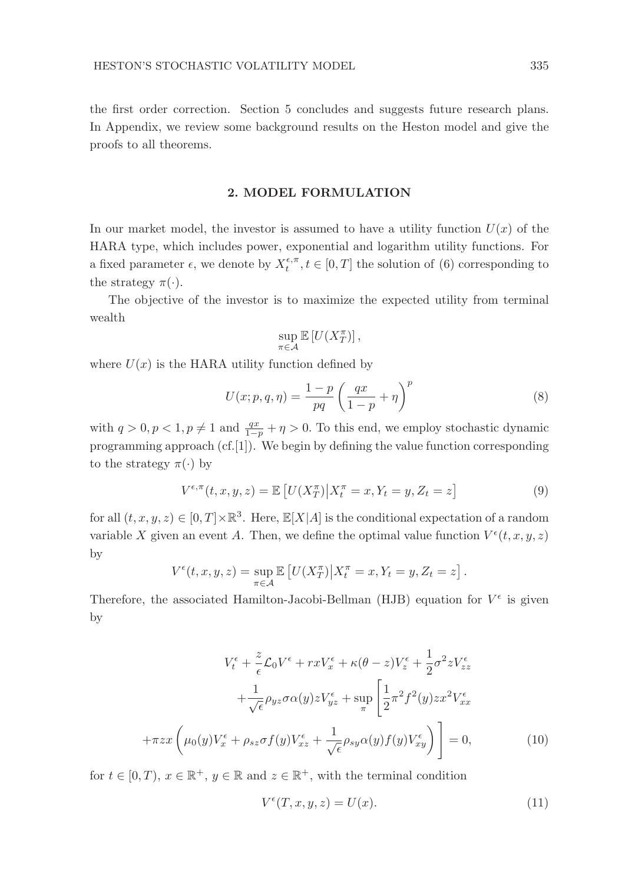the first order correction. Section 5 concludes and suggests future research plans. In Appendix, we review some background results on the Heston model and give the proofs to all theorems.

## 2. MODEL FORMULATION

In our market model, the investor is assumed to have a utility function $U(x)$ of the HARA type, which includes power, exponential and logarithm utility functions. For a fixed parameter $\epsilon$, we denote by $X_t^{\epsilon,\pi}, t \in [0,T]$ the solution of (6) corresponding to the strategy $\pi(\cdot)$.

The objective of the investor is to maximize the expected utility from terminal wealth

$$\sup_{\pi \in \mathcal{A}} \mathbb{E}\left[U(X_T^{\pi})\right],$$

where $U(x)$ is the HARA utility function defined by

$$U(x;p,q,\eta) = \frac{1-p}{pq}\left(\frac{qx}{1-p} + \eta\right)^p \tag{8}$$

with $q > 0, p < 1, p \neq 1$ and $\frac{qx}{1-p} + \eta > 0$. To this end, we employ stochastic dynamic programming approach (cf.[1]). We begin by defining the value function corresponding to the strategy $\pi(\cdot)$ by

$$V^{\epsilon,\pi}(t,x,y,z) = \mathbb{E}\left[U(X_T^{\pi})\big|X_t^{\pi} = x, Y_t = y, Z_t = z\right] \tag{9}$$

for all $(t,x,y,z) \in [0,T] \times \mathbb{R}^3$. Here, $\mathbb{E}[X|A]$ is the conditional expectation of a random variable $X$ given an event $A$. Then, we define the optimal value function $V^{\epsilon}(t,x,y,z)$ by

$$V^{\epsilon}(t,x,y,z) = \sup_{\pi \in \mathcal{A}} \mathbb{E}\left[U(X_T^{\pi})\big|X_t^{\pi} = x, Y_t = y, Z_t = z\right].$$

Therefore, the associated Hamilton-Jacobi-Bellman (HJB) equation for $V^{\epsilon}$ is given by

$$\begin{aligned} V_t^{\epsilon} + \frac{z}{\epsilon}\mathcal{L}_0 V^{\epsilon} + rxV_x^{\epsilon} + \kappa(\theta - z)V_z^{\epsilon} + \frac{1}{2}\sigma^2 z V_{zz}^{\epsilon} \\ + \frac{1}{\sqrt{\epsilon}}\rho_{yz}\sigma\alpha(y) z V_{yz}^{\epsilon} + \sup_{\pi}\Bigg[\frac{1}{2}\pi^2 f^2(y) z x^2 V_{xx}^{\epsilon} \\ + \pi z x\left(\mu_0(y)V_x^{\epsilon} + \rho_{sz}\sigma f(y) V_{xz}^{\epsilon} + \frac{1}{\sqrt{\epsilon}}\rho_{sy}\alpha(y) f(y) V_{xy}^{\epsilon}\right)\Bigg] = 0, \end{aligned} \tag{10}$$

for $t \in [0,T)$, $x \in \mathbb{R}^+$, $y \in \mathbb{R}$ and $z \in \mathbb{R}^+$, with the terminal condition

$$V^{\epsilon}(T,x,y,z) = U(x). \tag{11}$$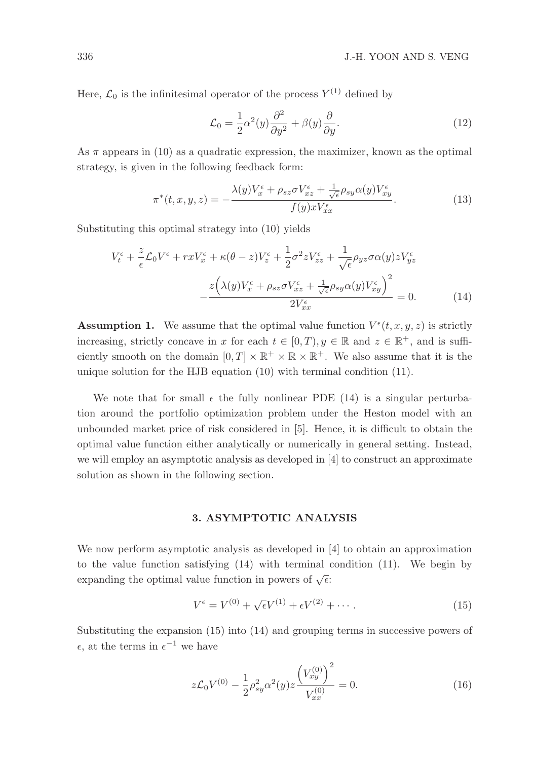Here, $\mathcal{L}_0$ is the infinitesimal operator of the process $Y^{(1)}$ defined by

$$\mathcal{L}_0 = \frac{1}{2}\alpha^2(y)\frac{\partial^2}{\partial y^2} + \beta(y)\frac{\partial}{\partial y}. \tag{12}$$

As $\pi$ appears in (10) as a quadratic expression, the maximizer, known as the optimal strategy, is given in the following feedback form:

$$\pi^*(t,x,y,z) = -\frac{\lambda(y)V_x^\epsilon + \rho_{sz}\sigma V_{xz}^\epsilon + \frac{1}{\sqrt{\epsilon}}\rho_{sy}\alpha(y)V_{xy}^\epsilon}{f(y)xV_{xx}^\epsilon}. \tag{13}$$

Substituting this optimal strategy into (10) yields

$$V_t^\epsilon + \frac{z}{\epsilon}\mathcal{L}_0 V^\epsilon + rxV_x^\epsilon + \kappa(\theta - z)V_z^\epsilon + \frac{1}{2}\sigma^2 z V_{zz}^\epsilon + \frac{1}{\sqrt{\epsilon}}\rho_{yz}\sigma\alpha(y)zV_{yz}^\epsilon$$
$$-\frac{z\Big(\lambda(y)V_x^\epsilon + \rho_{sz}\sigma V_{xz}^\epsilon + \frac{1}{\sqrt{\epsilon}}\rho_{sy}\alpha(y)V_{xy}^\epsilon\Big)^2}{2V_{xx}^\epsilon} = 0. \tag{14}$$

**Assumption 1.** We assume that the optimal value function $V^\epsilon(t,x,y,z)$ is strictly increasing, strictly concave in $x$ for each $t \in [0,T), y \in \mathbb{R}$ and $z \in \mathbb{R}^+$, and is sufficiently smooth on the domain $[0,T] \times \mathbb{R}^+ \times \mathbb{R} \times \mathbb{R}^+$. We also assume that it is the unique solution for the HJB equation (10) with terminal condition (11).

We note that for small $\epsilon$ the fully nonlinear PDE (14) is a singular perturbation around the portfolio optimization problem under the Heston model with an unbounded market price of risk considered in [5]. Hence, it is difficult to obtain the optimal value function either analytically or numerically in general setting. Instead, we will employ an asymptotic analysis as developed in [4] to construct an approximate solution as shown in the following section.

## 3. ASYMPTOTIC ANALYSIS

We now perform asymptotic analysis as developed in [4] to obtain an approximation to the value function satisfying (14) with terminal condition (11). We begin by expanding the optimal value function in powers of $\sqrt{\epsilon}$:

$$V^\epsilon = V^{(0)} + \sqrt{\epsilon}V^{(1)} + \epsilon V^{(2)} + \cdots. \tag{15}$$

Substituting the expansion (15) into (14) and grouping terms in successive powers of $\epsilon$, at the terms in $\epsilon^{-1}$ we have

$$z\mathcal{L}_0 V^{(0)} - \frac{1}{2}\rho_{sy}^2\alpha^2(y)z\frac{\left(V_{xy}^{(0)}\right)^2}{V_{xx}^{(0)}} = 0. \tag{16}$$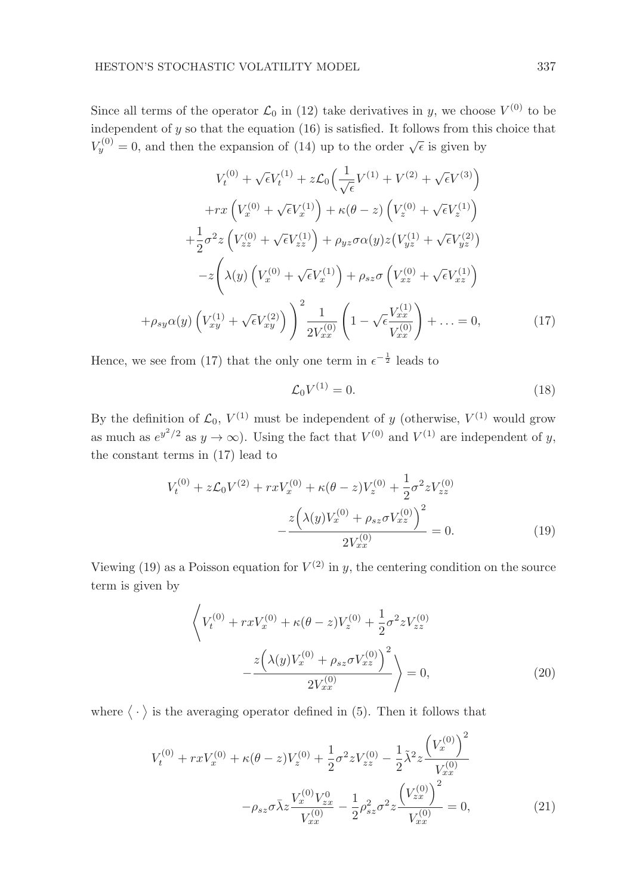Since all terms of the operator $\mathcal{L}_0$ in (12) take derivatives in $y$, we choose $V^{(0)}$ to be independent of $y$ so that the equation (16) is satisfied. It follows from this choice that $V_y^{(0)} = 0$, and then the expansion of (14) up to the order $\sqrt{\epsilon}$ is given by

$$
\begin{aligned}
V_t^{(0)} + \sqrt{\epsilon} V_t^{(1)} + z\mathcal{L}_0\Big(\frac{1}{\sqrt{\epsilon}} V^{(1)} + V^{(2)} + \sqrt{\epsilon} V^{(3)}\Big) \\
+ rx\left(V_x^{(0)} + \sqrt{\epsilon} V_x^{(1)}\right) + \kappa(\theta - z)\left(V_z^{(0)} + \sqrt{\epsilon} V_z^{(1)}\right) \\
+ \frac{1}{2}\sigma^2 z\left(V_{zz}^{(0)} + \sqrt{\epsilon} V_{zz}^{(1)}\right) + \rho_{yz}\sigma\alpha(y) z\big(V_{yz}^{(1)} + \sqrt{\epsilon} V_{yz}^{(2)}\big) \\
- z\Bigg(\lambda(y)\left(V_x^{(0)} + \sqrt{\epsilon} V_x^{(1)}\right) + \rho_{sz}\sigma\left(V_{xz}^{(0)} + \sqrt{\epsilon} V_{xz}^{(1)}\right) \\
+ \rho_{sy}\alpha(y)\left(V_{xy}^{(1)} + \sqrt{\epsilon} V_{xy}^{(2)}\right)\Bigg)^2 \frac{1}{2V_{xx}^{(0)}}\left(1 - \sqrt{\epsilon}\frac{V_{xx}^{(1)}}{V_{xx}^{(0)}}\right) + \ldots = 0,
\end{aligned}
\tag{17}
$$

Hence, we see from (17) that the only one term in $\epsilon^{-\frac{1}{2}}$ leads to

$$
\mathcal{L}_0 V^{(1)} = 0. \tag{18}
$$

By the definition of $\mathcal{L}_0$, $V^{(1)}$ must be independent of $y$ (otherwise, $V^{(1)}$ would grow as much as $e^{y^2/2}$ as $y \to \infty$). Using the fact that $V^{(0)}$ and $V^{(1)}$ are independent of $y$, the constant terms in (17) lead to

$$
\begin{aligned}
V_t^{(0)} + z\mathcal{L}_0 V^{(2)} + rxV_x^{(0)} + \kappa(\theta - z)V_z^{(0)} + \frac{1}{2}\sigma^2 z V_{zz}^{(0)} \\
- \frac{z\Big(\lambda(y)V_x^{(0)} + \rho_{sz}\sigma V_{xz}^{(0)}\Big)^2}{2V_{xx}^{(0)}} = 0.
\end{aligned}
\tag{19}
$$

Viewing (19) as a Poisson equation for $V^{(2)}$ in $y$, the centering condition on the source term is given by

$$
\begin{aligned}
\Bigg\langle V_t^{(0)} + rxV_x^{(0)} + \kappa(\theta - z)V_z^{(0)} + \frac{1}{2}\sigma^2 z V_{zz}^{(0)} \\
- \frac{z\Big(\lambda(y)V_x^{(0)} + \rho_{sz}\sigma V_{xz}^{(0)}\Big)^2}{2V_{xx}^{(0)}} \Bigg\rangle = 0,
\end{aligned}
\tag{20}
$$

where $\langle \cdot \rangle$ is the averaging operator defined in (5). Then it follows that

$$
\begin{aligned}
V_t^{(0)} + rxV_x^{(0)} + \kappa(\theta - z)V_z^{(0)} + \frac{1}{2}\sigma^2 z V_{zz}^{(0)} - \frac{1}{2}\tilde{\lambda}^2 z \frac{\left(V_x^{(0)}\right)^2}{V_{xx}^{(0)}} \\
- \rho_{sz}\sigma\bar{\lambda} z \frac{V_x^{(0)} V_{zx}^{0}}{V_{xx}^{(0)}} - \frac{1}{2}\rho_{sz}^2\sigma^2 z \frac{\left(V_{zx}^{(0)}\right)^2}{V_{xx}^{(0)}} = 0,
\end{aligned}
\tag{21}
$$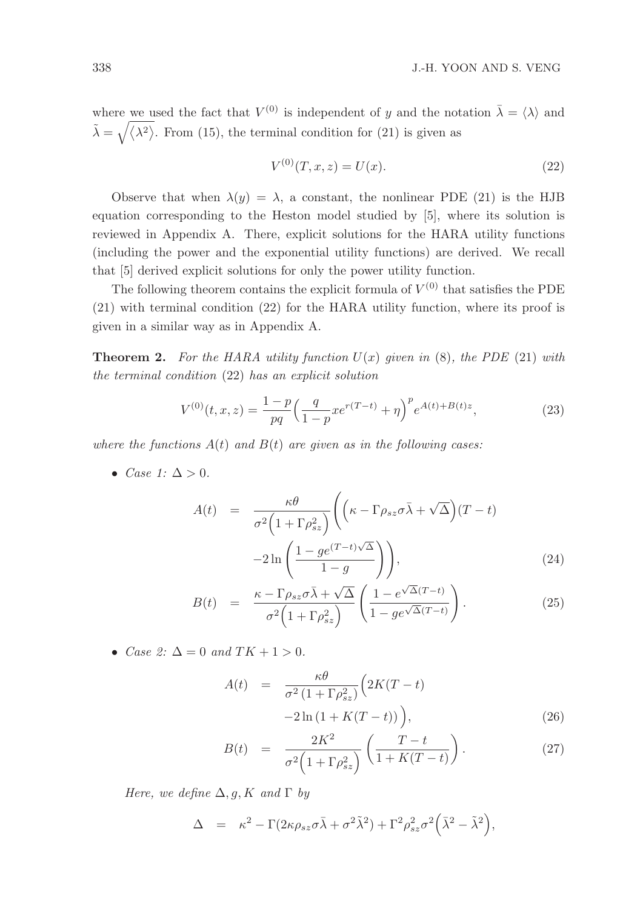where we used the fact that $V^{(0)}$ is independent of $y$ and the notation $\bar{\lambda} = \langle \lambda \rangle$ and $\tilde{\lambda} = \sqrt{\langle \lambda^2 \rangle}$. From (15), the terminal condition for (21) is given as

$$V^{(0)}(T, x, z) = U(x). \tag{22}$$

Observe that when $\lambda(y) = \lambda$, a constant, the nonlinear PDE (21) is the HJB equation corresponding to the Heston model studied by [5], where its solution is reviewed in Appendix A. There, explicit solutions for the HARA utility functions (including the power and the exponential utility functions) are derived. We recall that [5] derived explicit solutions for only the power utility function.

The following theorem contains the explicit formula of $V^{(0)}$ that satisfies the PDE (21) with terminal condition (22) for the HARA utility function, where its proof is given in a similar way as in Appendix A.

**Theorem 2.** *For the HARA utility function $U(x)$ given in* (8)*, the PDE* (21) *with the terminal condition* (22) *has an explicit solution*

$$V^{(0)}(t, x, z) = \frac{1-p}{pq}\Big(\frac{q}{1-p} x e^{r(T-t)} + \eta\Big)^p e^{A(t)+B(t)z}, \tag{23}$$

*where the functions $A(t)$ and $B(t)$ are given as in the following cases:*

- *Case 1: $\Delta > 0$.*

$$A(t) = \frac{\kappa\theta}{\sigma^2\Big(1+\Gamma\rho_{sz}^2\Big)}\left(\Big(\kappa - \Gamma\rho_{sz}\sigma\bar{\lambda} + \sqrt{\Delta}\Big)(T-t) - 2\ln\left(\frac{1-ge^{(T-t)\sqrt{\Delta}}}{1-g}\right)\right), \tag{24}$$

$$B(t) = \frac{\kappa - \Gamma\rho_{sz}\sigma\bar{\lambda} + \sqrt{\Delta}}{\sigma^2\Big(1+\Gamma\rho_{sz}^2\Big)}\left(\frac{1-e^{\sqrt{\Delta}(T-t)}}{1-ge^{\sqrt{\Delta}(T-t)}}\right). \tag{25}$$

- *Case 2: $\Delta = 0$ and $TK + 1 > 0$.*

$$A(t) = \frac{\kappa\theta}{\sigma^2\left(1+\Gamma\rho_{sz}^2\right)}\Big(2K(T-t) - 2\ln\left(1+K(T-t)\right)\Big), \tag{26}$$

$$B(t) = \frac{2K^2}{\sigma^2\Big(1+\Gamma\rho_{sz}^2\Big)}\left(\frac{T-t}{1+K(T-t)}\right). \tag{27}$$

*Here, we define $\Delta, g, K$ and $\Gamma$ by*

$$\Delta = \kappa^2 - \Gamma(2\kappa\rho_{sz}\sigma\bar{\lambda} + \sigma^2\tilde{\lambda}^2) + \Gamma^2\rho_{sz}^2\sigma^2\Big(\bar{\lambda}^2 - \tilde{\lambda}^2\Big),$$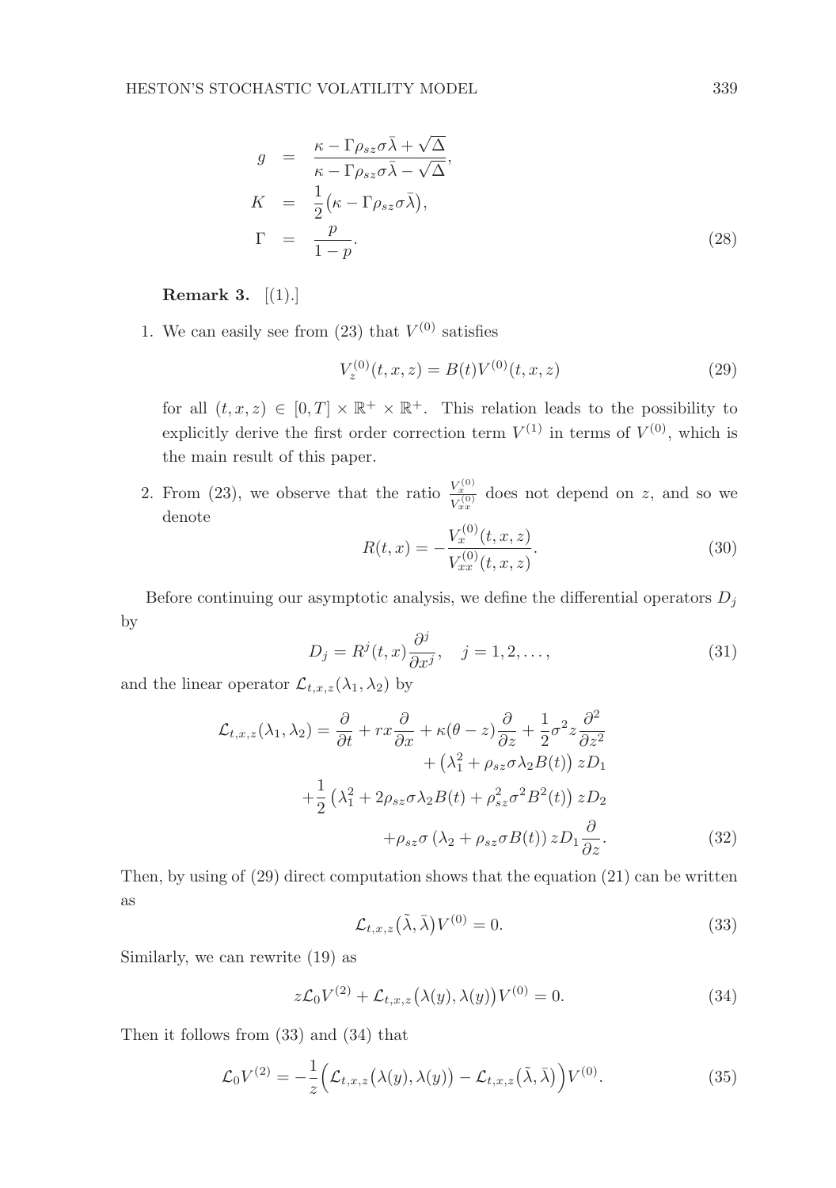$$
\begin{aligned}
g &= \frac{\kappa - \Gamma \rho_{sz} \sigma \bar{\lambda} + \sqrt{\Delta}}{\kappa - \Gamma \rho_{sz} \sigma \bar{\lambda} - \sqrt{\Delta}}, \\
K &= \frac{1}{2}\big(\kappa - \Gamma \rho_{sz} \sigma \bar{\lambda}\big), \\
\Gamma &= \frac{p}{1-p}.
\end{aligned} \tag{28}
$$

**Remark 3.** [(1).]

1. We can easily see from (23) that $V^{(0)}$ satisfies

$$
V_z^{(0)}(t,x,z) = B(t) V^{(0)}(t,x,z) \tag{29}
$$

for all $(t,x,z) \in [0,T] \times \mathbb{R}^+ \times \mathbb{R}^+$. This relation leads to the possibility to explicitly derive the first order correction term $V^{(1)}$ in terms of $V^{(0)}$, which is the main result of this paper.

2. From (23), we observe that the ratio $\frac{V_x^{(0)}}{V_{xx}^{(0)}}$ does not depend on $z$, and so we denote

$$
R(t,x) = -\frac{V_x^{(0)}(t,x,z)}{V_{xx}^{(0)}(t,x,z)}. \tag{30}
$$

Before continuing our asymptotic analysis, we define the differential operators $D_j$ by

$$
D_j = R^j(t,x) \frac{\partial^j}{\partial x^j}, \quad j = 1, 2, \dots, \tag{31}
$$

and the linear operator $\mathcal{L}_{t,x,z}(\lambda_1, \lambda_2)$ by

$$
\begin{aligned}
\mathcal{L}_{t,x,z}(\lambda_1,\lambda_2) = \frac{\partial}{\partial t} + rx\frac{\partial}{\partial x} + \kappa(\theta - z)\frac{\partial}{\partial z} + \frac{1}{2}\sigma^2 z \frac{\partial^2}{\partial z^2} \\
+ \left(\lambda_1^2 + \rho_{sz}\sigma\lambda_2 B(t)\right) z D_1 \\
+\frac{1}{2}\left(\lambda_1^2 + 2\rho_{sz}\sigma\lambda_2 B(t) + \rho_{sz}^2\sigma^2 B^2(t)\right) z D_2 \\
+\rho_{sz}\sigma\left(\lambda_2 + \rho_{sz}\sigma B(t)\right) z D_1 \frac{\partial}{\partial z}.
\end{aligned} \tag{32}
$$

Then, by using of (29) direct computation shows that the equation (21) can be written as

$$
\mathcal{L}_{t,x,z}\big(\tilde{\lambda}, \bar{\lambda}\big) V^{(0)} = 0. \tag{33}
$$

Similarly, we can rewrite (19) as

$$
z\mathcal{L}_0 V^{(2)} + \mathcal{L}_{t,x,z}\big(\lambda(y), \lambda(y)\big) V^{(0)} = 0. \tag{34}
$$

Then it follows from (33) and (34) that

$$
\mathcal{L}_0 V^{(2)} = -\frac{1}{z}\Big(\mathcal{L}_{t,x,z}\big(\lambda(y),\lambda(y)\big) - \mathcal{L}_{t,x,z}\big(\tilde{\lambda},\bar{\lambda}\big)\Big) V^{(0)}. \tag{35}
$$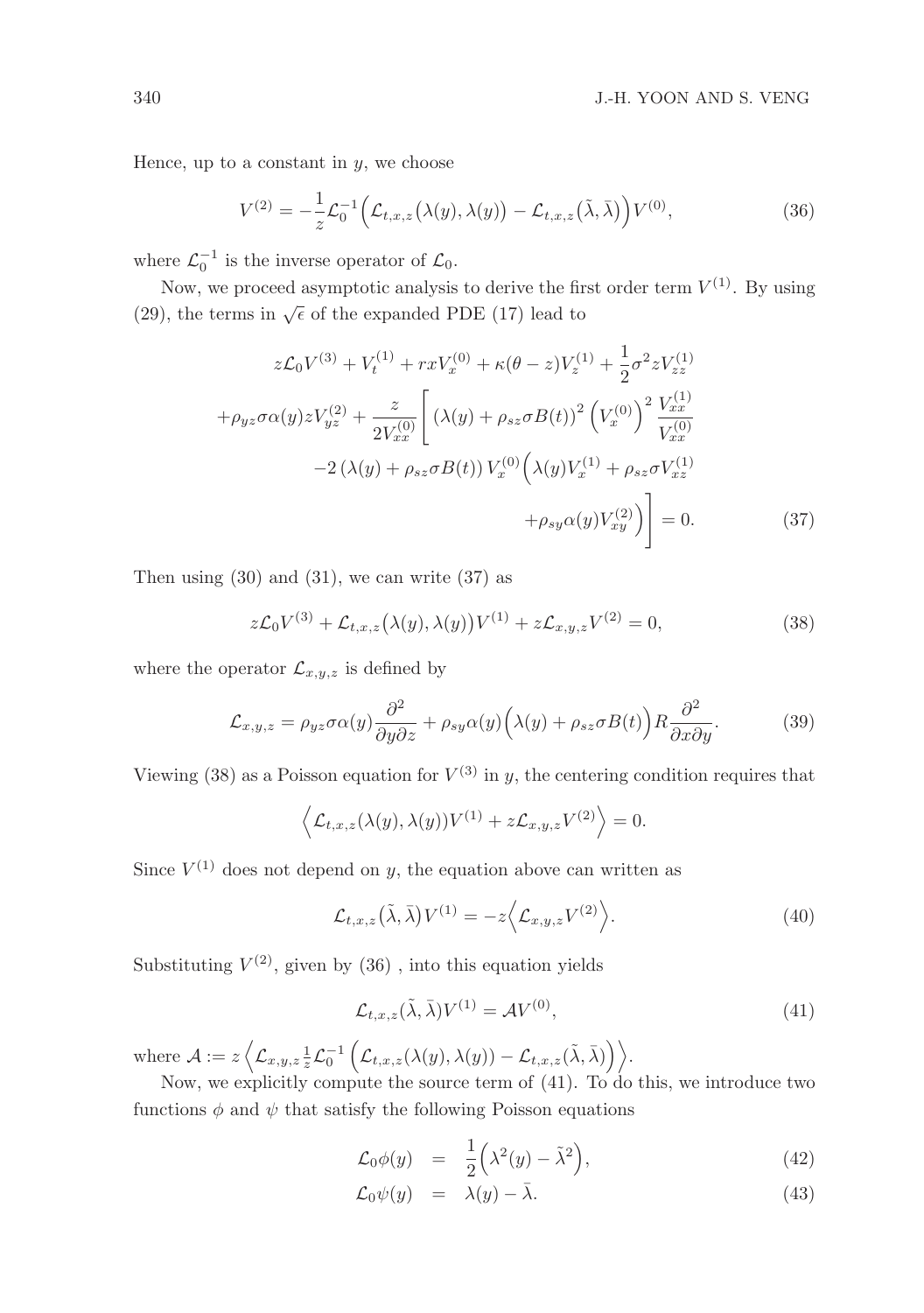Hence, up to a constant in $y$, we choose

$$V^{(2)} = -\frac{1}{z}\mathcal{L}_0^{-1}\Big(\mathcal{L}_{t,x,z}\big(\lambda(y),\lambda(y)\big) - \mathcal{L}_{t,x,z}\big(\tilde{\lambda},\bar{\lambda}\big)\Big)V^{(0)}, \tag{36}$$

where $\mathcal{L}_0^{-1}$ is the inverse operator of $\mathcal{L}_0$.

Now, we proceed asymptotic analysis to derive the first order term $V^{(1)}$. By using (29), the terms in $\sqrt{\epsilon}$ of the expanded PDE (17) lead to

$$\begin{aligned}
z\mathcal{L}_0 V^{(3)} + V_t^{(1)} + rxV_x^{(0)} + \kappa(\theta - z)V_z^{(1)} + \frac{1}{2}\sigma^2 z V_{zz}^{(1)} \\
+\rho_{yz}\sigma\alpha(y)zV_{yz}^{(2)} + \frac{z}{2V_{xx}^{(0)}}\Bigg[\left(\lambda(y) + \rho_{sz}\sigma B(t)\right)^2\left(V_x^{(0)}\right)^2\frac{V_{xx}^{(1)}}{V_{xx}^{(0)}} \\
-2\left(\lambda(y) + \rho_{sz}\sigma B(t)\right)V_x^{(0)}\Big(\lambda(y)V_x^{(1)} + \rho_{sz}\sigma V_{xz}^{(1)} \\
+\rho_{sy}\alpha(y)V_{xy}^{(2)}\Big)\Bigg] = 0.
\end{aligned} \tag{37}$$

Then using (30) and (31), we can write (37) as

$$z\mathcal{L}_0 V^{(3)} + \mathcal{L}_{t,x,z}\big(\lambda(y),\lambda(y)\big)V^{(1)} + z\mathcal{L}_{x,y,z}V^{(2)} = 0, \tag{38}$$

where the operator $\mathcal{L}_{x,y,z}$ is defined by

$$\mathcal{L}_{x,y,z} = \rho_{yz}\sigma\alpha(y)\frac{\partial^2}{\partial y\partial z} + \rho_{sy}\alpha(y)\Big(\lambda(y) + \rho_{sz}\sigma B(t)\Big)R\frac{\partial^2}{\partial x\partial y}. \tag{39}$$

Viewing (38) as a Poisson equation for $V^{(3)}$ in $y$, the centering condition requires that

$$\Big\langle \mathcal{L}_{t,x,z}(\lambda(y),\lambda(y))V^{(1)} + z\mathcal{L}_{x,y,z}V^{(2)}\Big\rangle = 0.$$

Since $V^{(1)}$ does not depend on $y$, the equation above can written as

$$\mathcal{L}_{t,x,z}\big(\tilde{\lambda},\bar{\lambda}\big)V^{(1)} = -z\Big\langle \mathcal{L}_{x,y,z}V^{(2)}\Big\rangle. \tag{40}$$

Substituting $V^{(2)}$, given by (36) , into this equation yields

$$\mathcal{L}_{t,x,z}(\tilde{\lambda},\bar{\lambda})V^{(1)} = \mathcal{A}V^{(0)}, \tag{41}$$

where $\mathcal{A} := z\left\langle \mathcal{L}_{x,y,z}\frac{1}{z}\mathcal{L}_0^{-1}\left(\mathcal{L}_{t,x,z}(\lambda(y),\lambda(y)) - \mathcal{L}_{t,x,z}(\tilde{\lambda},\bar{\lambda})\right)\right\rangle$.

Now, we explicitly compute the source term of (41). To do this, we introduce two functions $\phi$ and $\psi$ that satisfy the following Poisson equations

$$\mathcal{L}_0\phi(y) = \frac{1}{2}\Big(\lambda^2(y) - \tilde{\lambda}^2\Big), \tag{42}$$

$$\mathcal{L}_0\psi(y) = \lambda(y) - \bar{\lambda}. \tag{43}$$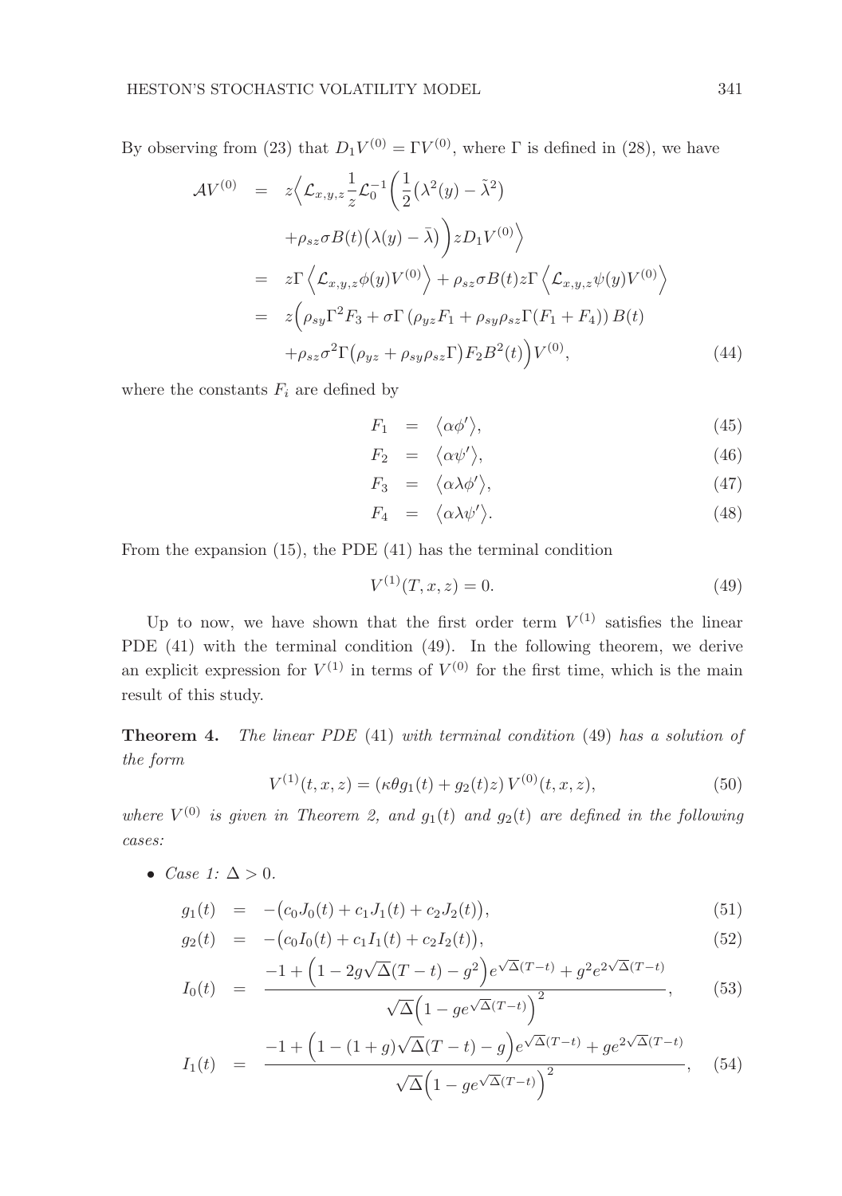By observing from (23) that $D_1 V^{(0)} = \Gamma V^{(0)}$, where $\Gamma$ is defined in (28), we have

$$
\begin{aligned}
\mathcal{A}V^{(0)} &= z\Big\langle \mathcal{L}_{x,y,z}\frac{1}{z}\mathcal{L}_0^{-1}\Big(\frac{1}{2}\big(\lambda^2(y)-\tilde{\lambda}^2\big) \\
&\quad +\rho_{sz}\sigma B(t)\big(\lambda(y)-\bar{\lambda}\big)\Big) z D_1 V^{(0)}\Big\rangle \\
&= z\Gamma\left\langle \mathcal{L}_{x,y,z}\phi(y)V^{(0)}\right\rangle + \rho_{sz}\sigma B(t) z\Gamma\left\langle \mathcal{L}_{x,y,z}\psi(y)V^{(0)}\right\rangle \\
&= z\Big(\rho_{sy}\Gamma^2 F_3 + \sigma\Gamma\left(\rho_{yz}F_1 + \rho_{sy}\rho_{sz}\Gamma(F_1+F_4)\right)B(t) \\
&\quad +\rho_{sz}\sigma^2\Gamma\big(\rho_{yz}+\rho_{sy}\rho_{sz}\Gamma\big)F_2 B^2(t)\Big)V^{(0)}, \qquad (44)
\end{aligned}
$$

where the constants $F_i$ are defined by

$$F_1 = \langle \alpha\phi'\rangle, \qquad (45)$$

$$F_2 = \langle \alpha\psi'\rangle, \qquad (46)$$

$$F_3 = \langle \alpha\lambda\phi'\rangle, \qquad (47)$$

$$F_4 = \langle \alpha\lambda\psi'\rangle. \qquad (48)$$

From the expansion (15), the PDE (41) has the terminal condition

$$V^{(1)}(T,x,z) = 0. \qquad (49)$$

Up to now, we have shown that the first order term $V^{(1)}$ satisfies the linear PDE (41) with the terminal condition (49). In the following theorem, we derive an explicit expression for $V^{(1)}$ in terms of $V^{(0)}$ for the first time, which is the main result of this study.

**Theorem 4.** *The linear PDE* (41) *with terminal condition* (49) *has a solution of the form*

$$V^{(1)}(t,x,z) = \left(\kappa\theta g_1(t) + g_2(t)z\right)V^{(0)}(t,x,z), \qquad (50)$$

*where $V^{(0)}$ is given in Theorem 2, and $g_1(t)$ and $g_2(t)$ are defined in the following cases:*

- *Case 1: $\Delta > 0$.*

$$g_1(t) = -\big(c_0 J_0(t) + c_1 J_1(t) + c_2 J_2(t)\big), \qquad (51)$$

$$g_2(t) = -\big(c_0 I_0(t) + c_1 I_1(t) + c_2 I_2(t)\big), \qquad (52)$$

$$I_0(t) = \frac{-1 + \Big(1 - 2g\sqrt{\Delta}(T-t) - g^2\Big)e^{\sqrt{\Delta}(T-t)} + g^2 e^{2\sqrt{\Delta}(T-t)}}{\sqrt{\Delta}\Big(1 - g e^{\sqrt{\Delta}(T-t)}\Big)^2}, \qquad (53)$$

$$I_1(t) = \frac{-1 + \Big(1 - (1+g)\sqrt{\Delta}(T-t) - g\Big)e^{\sqrt{\Delta}(T-t)} + g e^{2\sqrt{\Delta}(T-t)}}{\sqrt{\Delta}\Big(1 - g e^{\sqrt{\Delta}(T-t)}\Big)^2}, \qquad (54)$$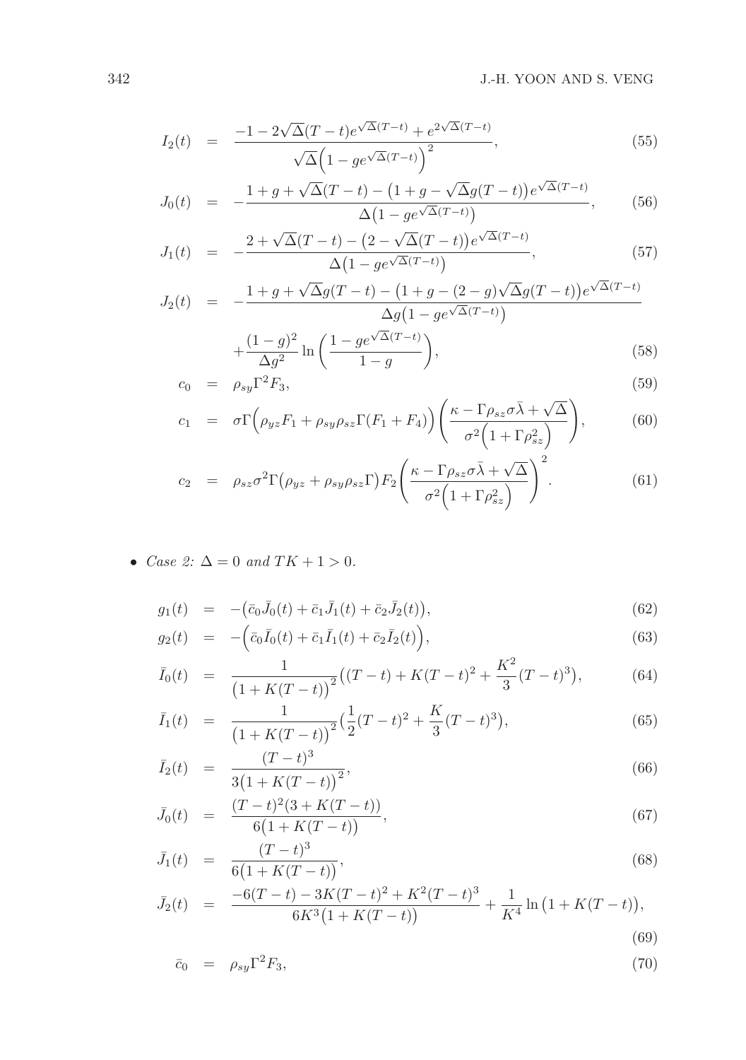$$
I_2(t) = \frac{-1 - 2\sqrt{\Delta}(T-t)e^{\sqrt{\Delta}(T-t)} + e^{2\sqrt{\Delta}(T-t)}}{\sqrt{\Delta}\Big(1 - ge^{\sqrt{\Delta}(T-t)}\Big)^2}, \tag{55}
$$

$$
J_0(t) = -\frac{1 + g + \sqrt{\Delta}(T-t) - \big(1 + g - \sqrt{\Delta}g(T-t)\big)e^{\sqrt{\Delta}(T-t)}}{\Delta\big(1 - ge^{\sqrt{\Delta}(T-t)}\big)}, \tag{56}
$$

$$
J_1(t) = -\frac{2 + \sqrt{\Delta}(T-t) - \big(2 - \sqrt{\Delta}(T-t)\big)e^{\sqrt{\Delta}(T-t)}}{\Delta\big(1 - ge^{\sqrt{\Delta}(T-t)}\big)}, \tag{57}
$$

$$
J_2(t) = -\frac{1 + g + \sqrt{\Delta}g(T-t) - \big(1 + g - (2-g)\sqrt{\Delta}g(T-t)\big)e^{\sqrt{\Delta}(T-t)}}{\Delta g\big(1 - ge^{\sqrt{\Delta}(T-t)}\big)} + \frac{(1-g)^2}{\Delta g^2}\ln\left(\frac{1 - ge^{\sqrt{\Delta}(T-t)}}{1-g}\right), \tag{58}
$$

$$
c_0 = \rho_{sy}\Gamma^2 F_3, \tag{59}
$$

$$
c_1 = \sigma\Gamma\Big(\rho_{yz}F_1 + \rho_{sy}\rho_{sz}\Gamma(F_1 + F_4)\Big)\left(\frac{\kappa - \Gamma\rho_{sz}\sigma\bar{\lambda} + \sqrt{\Delta}}{\sigma^2\Big(1 + \Gamma\rho_{sz}^2\Big)}\right), \tag{60}
$$

$$
c_2 = \rho_{sz}\sigma^2\Gamma\big(\rho_{yz} + \rho_{sy}\rho_{sz}\Gamma\big)F_2\left(\frac{\kappa - \Gamma\rho_{sz}\sigma\bar{\lambda} + \sqrt{\Delta}}{\sigma^2\Big(1 + \Gamma\rho_{sz}^2\Big)}\right)^2. \tag{61}
$$

- *Case 2:* $\Delta = 0$ *and* $TK + 1 > 0$.

$$
g_1(t) = -\big(\bar{c}_0\bar{J}_0(t) + \bar{c}_1\bar{J}_1(t) + \bar{c}_2\bar{J}_2(t)\big), \tag{62}
$$

$$
g_2(t) = -\Big(\bar{c}_0\bar{I}_0(t) + \bar{c}_1\bar{I}_1(t) + \bar{c}_2\bar{I}_2(t)\Big), \tag{63}
$$

$$
\bar{I}_0(t) = \frac{1}{\big(1 + K(T-t)\big)^2}\big((T-t) + K(T-t)^2 + \frac{K^2}{3}(T-t)^3\big), \tag{64}
$$

$$
\bar{I}_1(t) = \frac{1}{\big(1 + K(T-t)\big)^2}\big(\frac{1}{2}(T-t)^2 + \frac{K}{3}(T-t)^3\big), \tag{65}
$$

$$
\bar{I}_2(t) = \frac{(T-t)^3}{3\big(1 + K(T-t)\big)^2}, \tag{66}
$$

$$
\bar{J}_0(t) = \frac{(T-t)^2(3 + K(T-t))}{6\big(1 + K(T-t)\big)}, \tag{67}
$$

$$
\bar{J}_1(t) = \frac{(T-t)^3}{6\big(1 + K(T-t)\big)}, \tag{68}
$$

$$
\bar{J}_2(t) = \frac{-6(T-t) - 3K(T-t)^2 + K^2(T-t)^3}{6K^3\big(1 + K(T-t)\big)} + \frac{1}{K^4}\ln\big(1 + K(T-t)\big), \tag{69}
$$

$$
\bar{c}_0 = \rho_{sy}\Gamma^2 F_3, \tag{70}
$$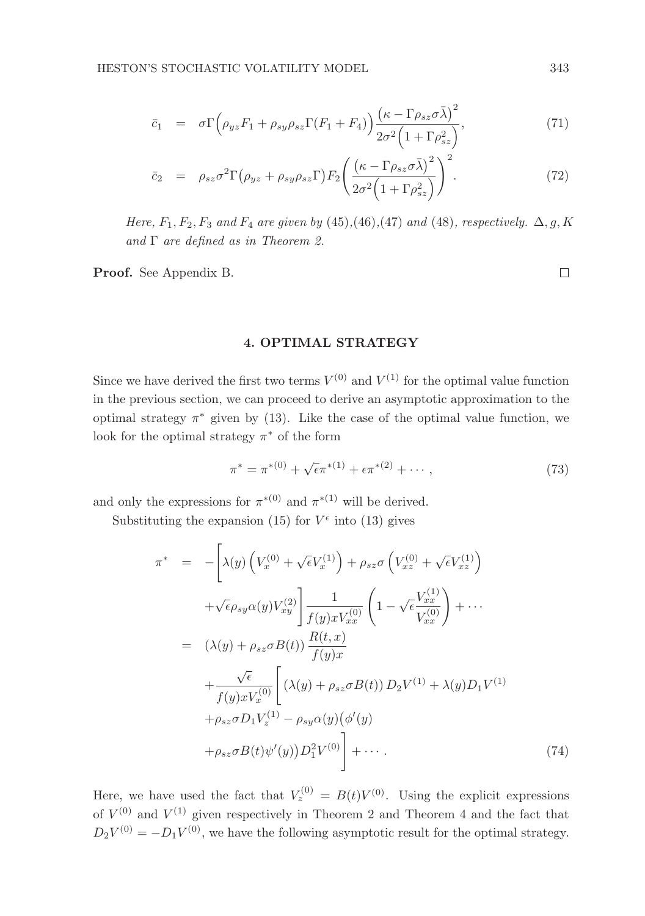$$
\bar{c}_1 \;=\; \sigma\Gamma\Big(\rho_{yz}F_1 + \rho_{sy}\rho_{sz}\Gamma(F_1+F_4)\Big)\frac{\big(\kappa - \Gamma\rho_{sz}\sigma\bar{\lambda}\big)^2}{2\sigma^2\Big(1+\Gamma\rho_{sz}^2\Big)}, \tag{71}
$$

$$
\bar{c}_2 \;=\; \rho_{sz}\sigma^2\Gamma\big(\rho_{yz} + \rho_{sy}\rho_{sz}\Gamma\big)F_2\left(\frac{\big(\kappa - \Gamma\rho_{sz}\sigma\bar{\lambda}\big)^2}{2\sigma^2\Big(1+\Gamma\rho_{sz}^2\Big)}\right)^2. \tag{72}
$$

*Here, $F_1, F_2, F_3$ and $F_4$ are given by* (45),(46),(47) *and* (48)*, respectively.* $\Delta, g, K$ *and* $\Gamma$ *are defined as in Theorem 2.*

**Proof.** See Appendix B. □

## 4. OPTIMAL STRATEGY

Since we have derived the first two terms $V^{(0)}$ and $V^{(1)}$ for the optimal value function in the previous section, we can proceed to derive an asymptotic approximation to the optimal strategy $\pi^*$ given by (13). Like the case of the optimal value function, we look for the optimal strategy $\pi^*$ of the form

$$
\pi^* = \pi^{*(0)} + \sqrt{\epsilon}\pi^{*(1)} + \epsilon\pi^{*(2)} + \cdots, \tag{73}
$$

and only the expressions for $\pi^{*(0)}$ and $\pi^{*(1)}$ will be derived.

Substituting the expansion (15) for $V^\epsilon$ into (13) gives

$$
\begin{aligned}
\pi^* \;&=\; -\Bigg[\lambda(y)\left(V_x^{(0)} + \sqrt{\epsilon}V_x^{(1)}\right) + \rho_{sz}\sigma\left(V_{xz}^{(0)} + \sqrt{\epsilon}V_{xz}^{(1)}\right) \\
&\quad + \sqrt{\epsilon}\rho_{sy}\alpha(y)V_{xy}^{(2)}\Bigg]\frac{1}{f(y)xV_{xx}^{(0)}}\left(1 - \sqrt{\epsilon}\frac{V_{xx}^{(1)}}{V_{xx}^{(0)}}\right) + \cdots \\
&=\; \left(\lambda(y) + \rho_{sz}\sigma B(t)\right)\frac{R(t,x)}{f(y)x} \\
&\quad + \frac{\sqrt{\epsilon}}{f(y)xV_x^{(0)}}\Bigg[\left(\lambda(y) + \rho_{sz}\sigma B(t)\right)D_2V^{(1)} + \lambda(y)D_1V^{(1)} \\
&\quad + \rho_{sz}\sigma D_1V_z^{(1)} - \rho_{sy}\alpha(y)\big(\phi'(y) \\
&\quad + \rho_{sz}\sigma B(t)\psi'(y)\big)D_1^2V^{(0)}\Bigg] + \cdots.
\end{aligned} \tag{74}
$$

Here, we have used the fact that $V_z^{(0)} = B(t)V^{(0)}$. Using the explicit expressions of $V^{(0)}$ and $V^{(1)}$ given respectively in Theorem 2 and Theorem 4 and the fact that $D_2V^{(0)} = -D_1V^{(0)}$, we have the following asymptotic result for the optimal strategy.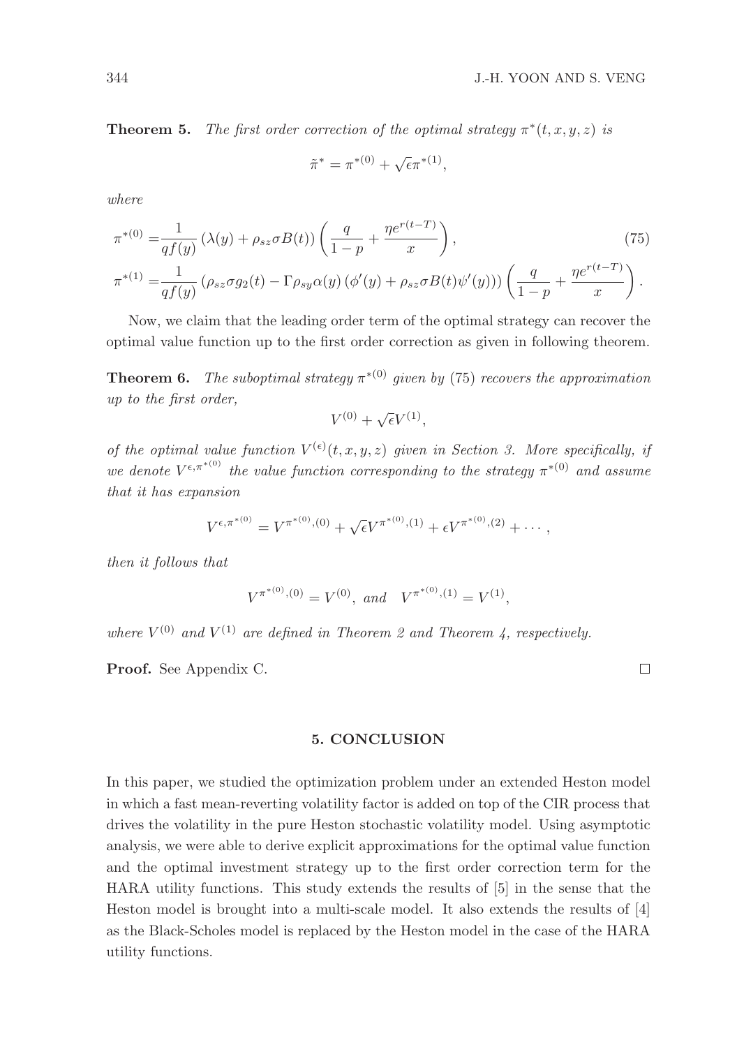**Theorem 5.** *The first order correction of the optimal strategy $\pi^*(t,x,y,z)$ is*

$$\tilde{\pi}^* = \pi^{*(0)} + \sqrt{\epsilon}\pi^{*(1)},$$

*where*

$$\pi^{*(0)} = \frac{1}{qf(y)}\left(\lambda(y) + \rho_{sz}\sigma B(t)\right)\left(\frac{q}{1-p} + \frac{\eta e^{r(t-T)}}{x}\right), \tag{75}$$

$$\pi^{*(1)} = \frac{1}{qf(y)}\left(\rho_{sz}\sigma g_2(t) - \Gamma\rho_{sy}\alpha(y)\left(\phi'(y) + \rho_{sz}\sigma B(t)\psi'(y)\right)\right)\left(\frac{q}{1-p} + \frac{\eta e^{r(t-T)}}{x}\right).$$

Now, we claim that the leading order term of the optimal strategy can recover the optimal value function up to the first order correction as given in following theorem.

**Theorem 6.** *The suboptimal strategy $\pi^{*(0)}$ given by* (75) *recovers the approximation up to the first order,*

$$V^{(0)} + \sqrt{\epsilon}V^{(1)},$$

*of the optimal value function $V^{(\epsilon)}(t,x,y,z)$ given in Section 3. More specifically, if we denote $V^{\epsilon,\pi^{*(0)}}$ the value function corresponding to the strategy $\pi^{*(0)}$ and assume that it has expansion*

$$V^{\epsilon,\pi^{*(0)}} = V^{\pi^{*(0)},(0)} + \sqrt{\epsilon}V^{\pi^{*(0)},(1)} + \epsilon V^{\pi^{*(0)},(2)} + \cdots,$$

*then it follows that*

$$V^{\pi^{*(0)},(0)} = V^{(0)}, \text{ and } \quad V^{\pi^{*(0)},(1)} = V^{(1)},$$

*where $V^{(0)}$ and $V^{(1)}$ are defined in Theorem 2 and Theorem 4, respectively.*

**Proof.** See Appendix C. □

## 5. CONCLUSION

In this paper, we studied the optimization problem under an extended Heston model in which a fast mean-reverting volatility factor is added on top of the CIR process that drives the volatility in the pure Heston stochastic volatility model. Using asymptotic analysis, we were able to derive explicit approximations for the optimal value function and the optimal investment strategy up to the first order correction term for the HARA utility functions. This study extends the results of [5] in the sense that the Heston model is brought into a multi-scale model. It also extends the results of [4] as the Black-Scholes model is replaced by the Heston model in the case of the HARA utility functions.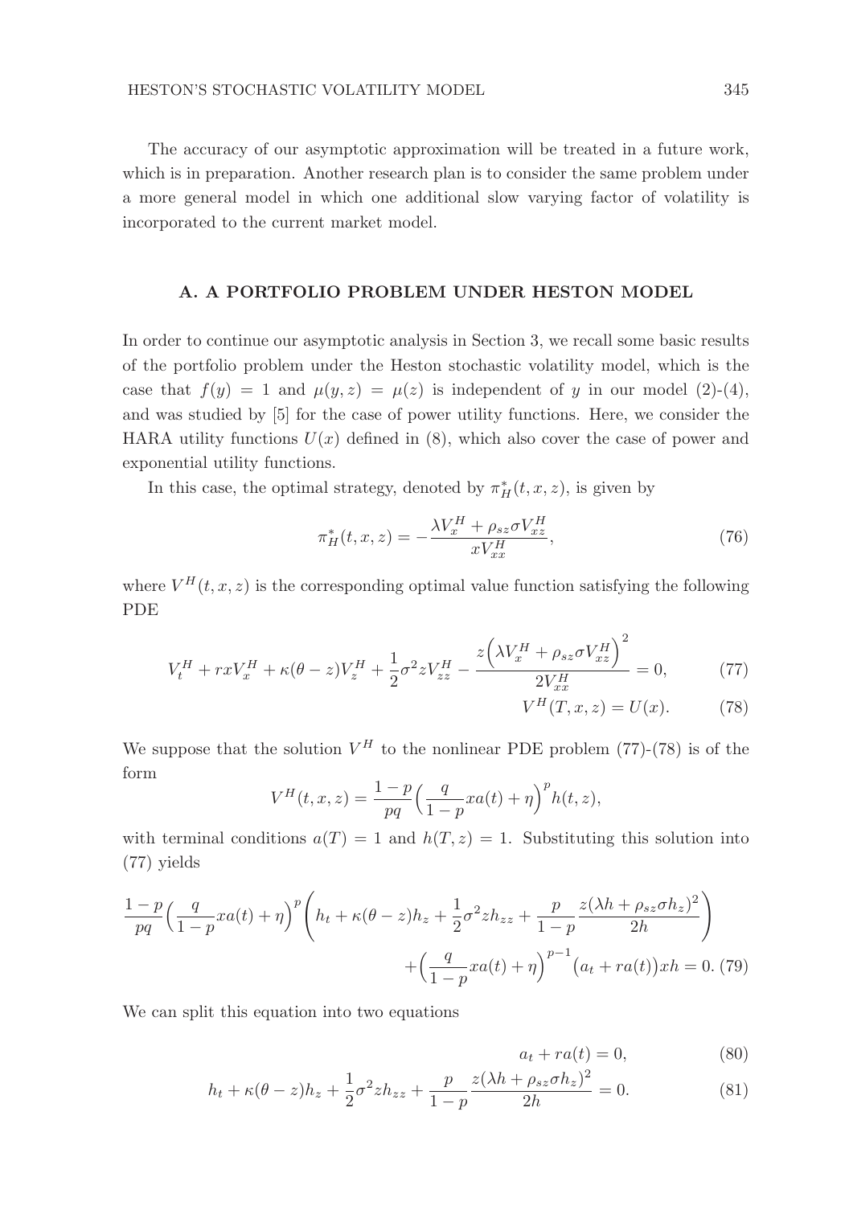The accuracy of our asymptotic approximation will be treated in a future work, which is in preparation. Another research plan is to consider the same problem under a more general model in which one additional slow varying factor of volatility is incorporated to the current market model.

## A. A PORTFOLIO PROBLEM UNDER HESTON MODEL

In order to continue our asymptotic analysis in Section 3, we recall some basic results of the portfolio problem under the Heston stochastic volatility model, which is the case that $f(y) = 1$ and $\mu(y, z) = \mu(z)$ is independent of $y$ in our model (2)-(4), and was studied by [5] for the case of power utility functions. Here, we consider the HARA utility functions $U(x)$ defined in (8), which also cover the case of power and exponential utility functions.

In this case, the optimal strategy, denoted by $\pi_H^*(t, x, z)$, is given by

$$\pi_H^*(t, x, z) = -\frac{\lambda V_x^H + \rho_{sz}\sigma V_{xz}^H}{x V_{xx}^H}, \tag{76}$$

where $V^H(t, x, z)$ is the corresponding optimal value function satisfying the following PDE

$$V_t^H + rxV_x^H + \kappa(\theta - z)V_z^H + \frac{1}{2}\sigma^2 z V_{zz}^H - \frac{z\Big(\lambda V_x^H + \rho_{sz}\sigma V_{xz}^H\Big)^2}{2V_{xx}^H} = 0, \tag{77}$$

$$V^H(T, x, z) = U(x). \tag{78}$$

We suppose that the solution $V^H$ to the nonlinear PDE problem (77)-(78) is of the form

$$V^H(t, x, z) = \frac{1-p}{pq}\Big(\frac{q}{1-p}xa(t) + \eta\Big)^p h(t, z),$$

with terminal conditions $a(T) = 1$ and $h(T, z) = 1$. Substituting this solution into (77) yields

$$\frac{1-p}{pq}\Big(\frac{q}{1-p}xa(t) + \eta\Big)^p \left(h_t + \kappa(\theta - z)h_z + \frac{1}{2}\sigma^2 z h_{zz} + \frac{p}{1-p}\frac{z(\lambda h + \rho_{sz}\sigma h_z)^2}{2h}\right) + \Big(\frac{q}{1-p}xa(t) + \eta\Big)^{p-1}\big(a_t + ra(t)\big)xh = 0. \tag{79}$$

We can split this equation into two equations

$$a_t + ra(t) = 0, \tag{80}$$

$$h_t + \kappa(\theta - z)h_z + \frac{1}{2}\sigma^2 z h_{zz} + \frac{p}{1-p}\frac{z(\lambda h + \rho_{sz}\sigma h_z)^2}{2h} = 0. \tag{81}$$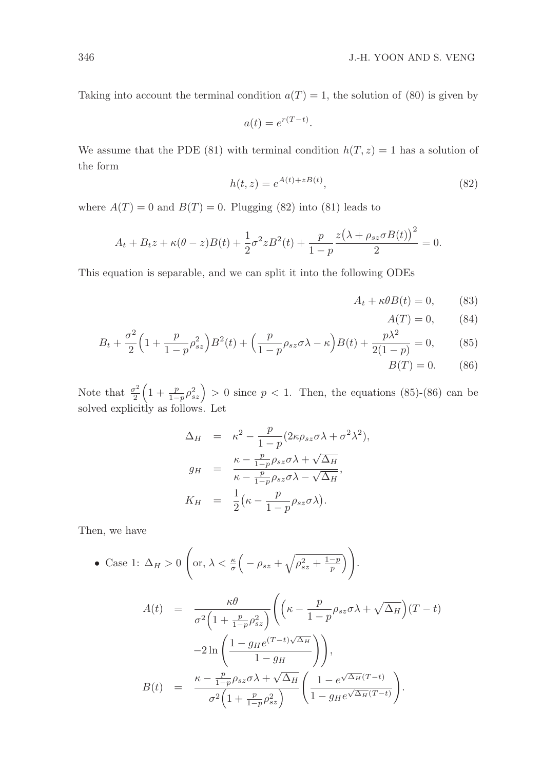Taking into account the terminal condition $a(T) = 1$, the solution of (80) is given by

$$a(t) = e^{r(T-t)}.$$

We assume that the PDE (81) with terminal condition $h(T, z) = 1$ has a solution of the form

$$h(t, z) = e^{A(t)+zB(t)}, \tag{82}$$

where $A(T) = 0$ and $B(T) = 0$. Plugging (82) into (81) leads to

$$A_t + B_t z + \kappa(\theta - z)B(t) + \frac{1}{2}\sigma^2 z B^2(t) + \frac{p}{1-p}\frac{z\big(\lambda + \rho_{sz}\sigma B(t)\big)^2}{2} = 0.$$

This equation is separable, and we can split it into the following ODEs

$$A_t + \kappa\theta B(t) = 0, \tag{83}$$

$$A(T) = 0, \tag{84}$$

$$B_t + \frac{\sigma^2}{2}\Big(1 + \frac{p}{1-p}\rho_{sz}^2\Big)B^2(t) + \Big(\frac{p}{1-p}\rho_{sz}\sigma\lambda - \kappa\Big)B(t) + \frac{p\lambda^2}{2(1-p)} = 0, \tag{85}$$

$$B(T) = 0. \tag{86}$$

Note that $\frac{\sigma^2}{2}\Big(1 + \frac{p}{1-p}\rho_{sz}^2\Big) > 0$ since $p < 1$. Then, the equations (85)-(86) can be solved explicitly as follows. Let

$$\begin{aligned}
\Delta_H &= \kappa^2 - \frac{p}{1-p}(2\kappa\rho_{sz}\sigma\lambda + \sigma^2\lambda^2), \\
g_H &= \frac{\kappa - \frac{p}{1-p}\rho_{sz}\sigma\lambda + \sqrt{\Delta_H}}{\kappa - \frac{p}{1-p}\rho_{sz}\sigma\lambda - \sqrt{\Delta_H}}, \\
K_H &= \frac{1}{2}\big(\kappa - \frac{p}{1-p}\rho_{sz}\sigma\lambda\big).
\end{aligned}$$

Then, we have

- Case 1: $\Delta_H > 0$ $\left(\text{or, } \lambda < \frac{\kappa}{\sigma}\Big(-\rho_{sz} + \sqrt{\rho_{sz}^2 + \frac{1-p}{p}}\Big)\right)$.

$$\begin{aligned}
A(t) &= \frac{\kappa\theta}{\sigma^2\Big(1 + \frac{p}{1-p}\rho_{sz}^2\Big)}\Bigg(\Big(\kappa - \frac{p}{1-p}\rho_{sz}\sigma\lambda + \sqrt{\Delta_H}\Big)(T-t) \\
&\qquad - 2\ln\left(\frac{1 - g_H e^{(T-t)\sqrt{\Delta_H}}}{1 - g_H}\right)\Bigg), \\
B(t) &= \frac{\kappa - \frac{p}{1-p}\rho_{sz}\sigma\lambda + \sqrt{\Delta_H}}{\sigma^2\Big(1 + \frac{p}{1-p}\rho_{sz}^2\Big)}\left(\frac{1 - e^{\sqrt{\Delta_H}(T-t)}}{1 - g_H e^{\sqrt{\Delta_H}(T-t)}}\right).
\end{aligned}$$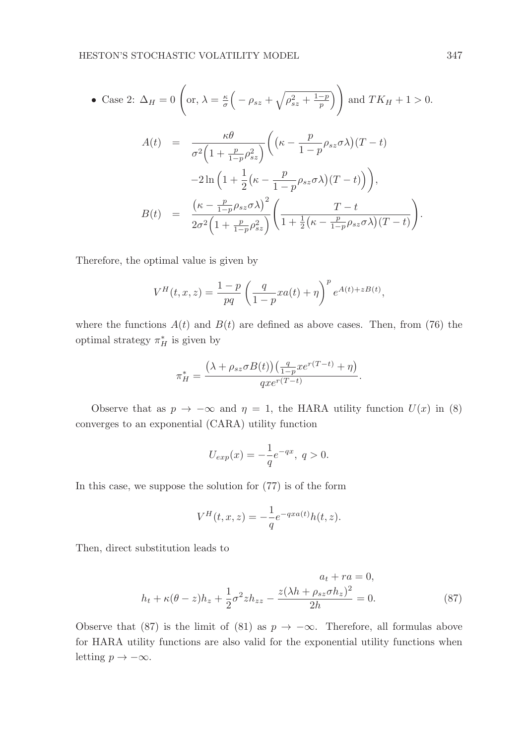- Case 2: $\Delta_H = 0$ $\left(\text{or, } \lambda = \frac{\kappa}{\sigma}\Big( - \rho_{sz} + \sqrt{\rho_{sz}^2 + \frac{1-p}{p}}\Big)\right)$ and $TK_H + 1 > 0$.

$$
\begin{aligned}
A(t) &= \frac{\kappa\theta}{\sigma^2\Big(1+\frac{p}{1-p}\rho_{sz}^2\Big)}\bigg(\big(\kappa - \frac{p}{1-p}\rho_{sz}\sigma\lambda\big)(T-t) \\
&\quad -2\ln\Big(1+\frac{1}{2}\big(\kappa - \frac{p}{1-p}\rho_{sz}\sigma\lambda\big)(T-t)\Big)\bigg), \\
B(t) &= \frac{\big(\kappa - \frac{p}{1-p}\rho_{sz}\sigma\lambda\big)^2}{2\sigma^2\Big(1+\frac{p}{1-p}\rho_{sz}^2\Big)}\left(\frac{T-t}{1+\frac{1}{2}\big(\kappa - \frac{p}{1-p}\rho_{sz}\sigma\lambda\big)(T-t)}\right).
\end{aligned}
$$

Therefore, the optimal value is given by

$$
V^H(t,x,z) = \frac{1-p}{pq}\left(\frac{q}{1-p}xa(t)+\eta\right)^p e^{A(t)+zB(t)},
$$

where the functions $A(t)$ and $B(t)$ are defined as above cases. Then, from (76) the optimal strategy $\pi_H^*$ is given by

$$
\pi_H^* = \frac{\big(\lambda + \rho_{sz}\sigma B(t)\big)\big(\frac{q}{1-p}xe^{r(T-t)}+\eta\big)}{qxe^{r(T-t)}}.
$$

Observe that as $p \to -\infty$ and $\eta = 1$, the HARA utility function $U(x)$ in (8) converges to an exponential (CARA) utility function

$$
U_{exp}(x) = -\frac{1}{q}e^{-qx},\ q > 0.
$$

In this case, we suppose the solution for (77) is of the form

$$
V^H(t,x,z) = -\frac{1}{q}e^{-qxa(t)}h(t,z).
$$

Then, direct substitution leads to

$$
\begin{aligned}
a_t + ra &= 0, \\
h_t + \kappa(\theta - z)h_z + \frac{1}{2}\sigma^2 z h_{zz} - \frac{z(\lambda h + \rho_{sz}\sigma h_z)^2}{2h} &= 0. \qquad (87)
\end{aligned}
$$

Observe that (87) is the limit of (81) as $p \to -\infty$. Therefore, all formulas above for HARA utility functions are also valid for the exponential utility functions when letting $p \to -\infty$.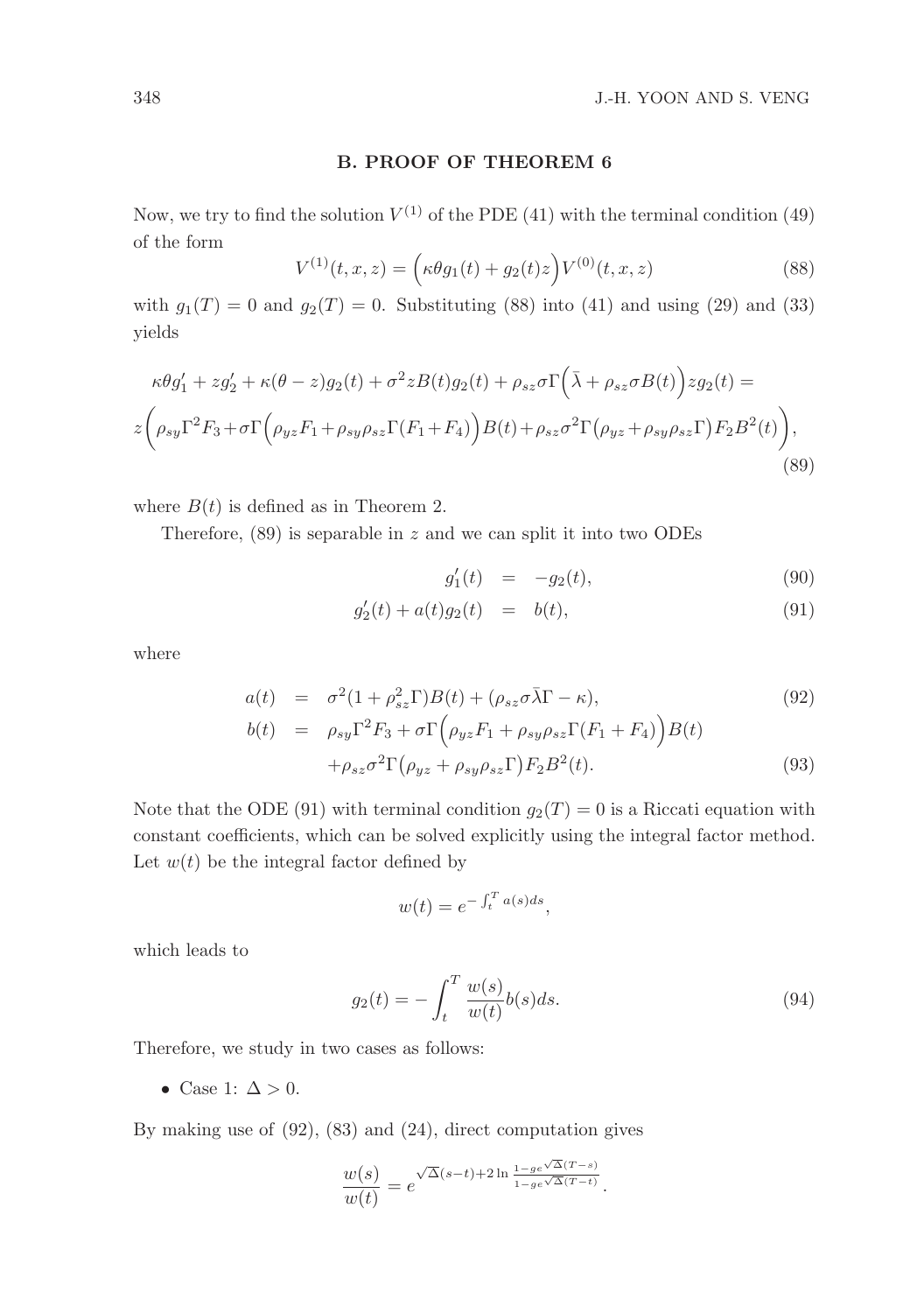## B. PROOF OF THEOREM 6

Now, we try to find the solution $V^{(1)}$ of the PDE (41) with the terminal condition (49) of the form

$$V^{(1)}(t,x,z) = \Big(\kappa\theta g_1(t) + g_2(t)z\Big)V^{(0)}(t,x,z) \tag{88}$$

with $g_1(T) = 0$ and $g_2(T) = 0$. Substituting (88) into (41) and using (29) and (33) yields

$$\begin{aligned}
&\kappa\theta g_1' + z g_2' + \kappa(\theta - z)g_2(t) + \sigma^2 z B(t) g_2(t) + \rho_{sz}\sigma\Gamma\Big(\bar{\lambda} + \rho_{sz}\sigma B(t)\Big) z g_2(t) = \\
&z\bigg(\rho_{sy}\Gamma^2 F_3 + \sigma\Gamma\Big(\rho_{yz}F_1 + \rho_{sy}\rho_{sz}\Gamma(F_1+F_4)\Big)B(t) + \rho_{sz}\sigma^2\Gamma\big(\rho_{yz} + \rho_{sy}\rho_{sz}\Gamma\big)F_2 B^2(t)\bigg),
\end{aligned} \tag{89}$$

where $B(t)$ is defined as in Theorem 2.

Therefore, (89) is separable in $z$ and we can split it into two ODEs

$$g_1'(t) = -g_2(t), \tag{90}$$

$$g_2'(t) + a(t)g_2(t) = b(t), \tag{91}$$

where

$$a(t) = \sigma^2(1 + \rho_{sz}^2\Gamma)B(t) + (\rho_{sz}\sigma\bar{\lambda}\Gamma - \kappa), \tag{92}$$

$$\begin{aligned}
b(t) = {} & \rho_{sy}\Gamma^2 F_3 + \sigma\Gamma\Big(\rho_{yz}F_1 + \rho_{sy}\rho_{sz}\Gamma(F_1 + F_4)\Big)B(t) \\
& + \rho_{sz}\sigma^2\Gamma\big(\rho_{yz} + \rho_{sy}\rho_{sz}\Gamma\big)F_2 B^2(t).
\end{aligned} \tag{93}$$

Note that the ODE (91) with terminal condition $g_2(T) = 0$ is a Riccati equation with constant coefficients, which can be solved explicitly using the integral factor method. Let $w(t)$ be the integral factor defined by

$$w(t) = e^{-\int_t^T a(s)ds},$$

which leads to

$$g_2(t) = -\int_t^T \frac{w(s)}{w(t)} b(s) ds. \tag{94}$$

Therefore, we study in two cases as follows:

- Case 1: $\Delta > 0$.

By making use of (92), (83) and (24), direct computation gives

$$\frac{w(s)}{w(t)} = e^{\sqrt{\Delta}(s-t) + 2\ln\frac{1-ge^{\sqrt{\Delta}(T-s)}}{1-ge^{\sqrt{\Delta}(T-t)}}}.$$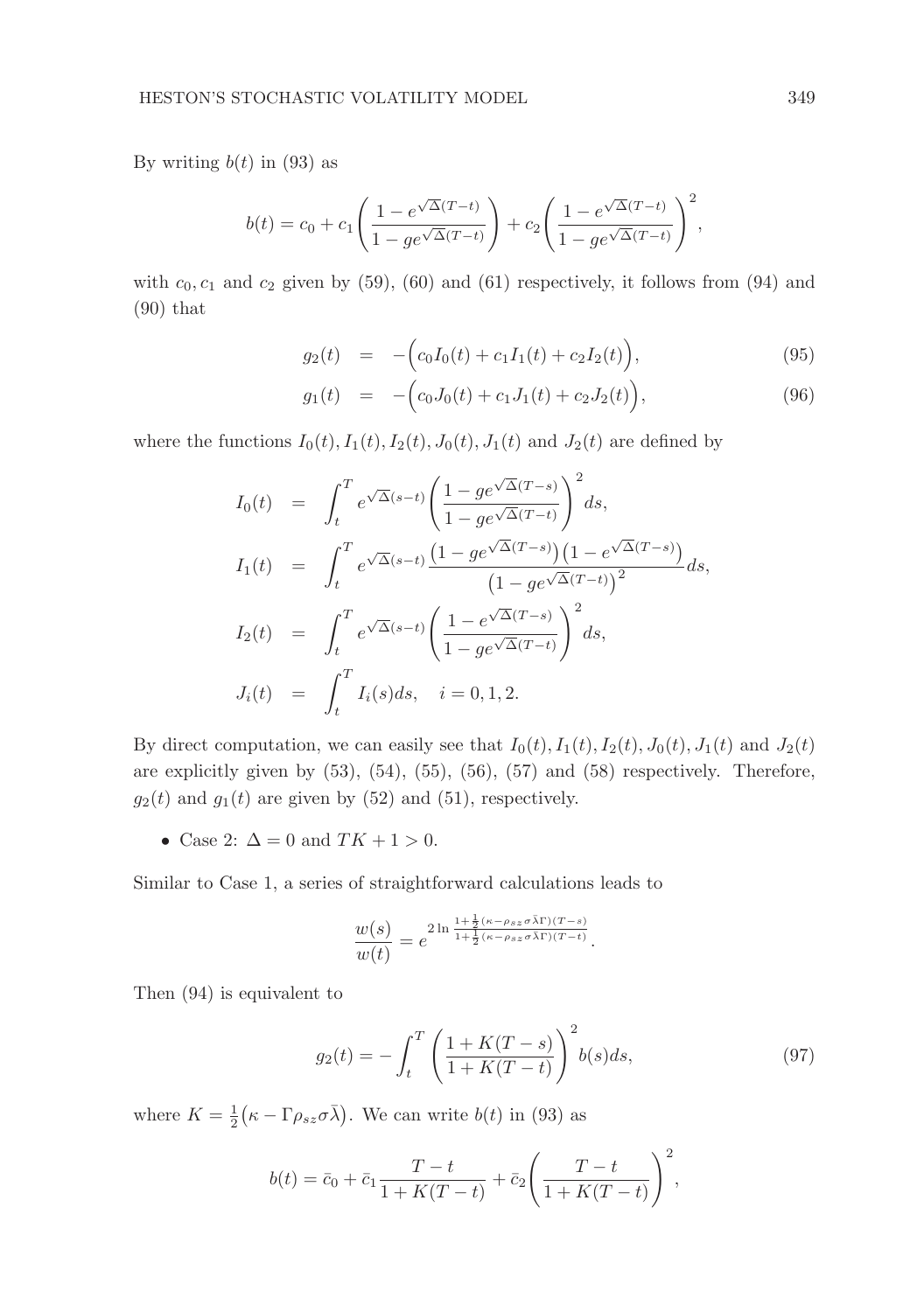By writing $b(t)$ in (93) as

$$
b(t) = c_0 + c_1 \left( \frac{1 - e^{\sqrt{\Delta}(T-t)}}{1 - g e^{\sqrt{\Delta}(T-t)}} \right) + c_2 \left( \frac{1 - e^{\sqrt{\Delta}(T-t)}}{1 - g e^{\sqrt{\Delta}(T-t)}} \right)^2,
$$

with $c_0, c_1$ and $c_2$ given by (59), (60) and (61) respectively, it follows from (94) and (90) that

$$
g_2(t) = -\Big( c_0 I_0(t) + c_1 I_1(t) + c_2 I_2(t) \Big), \tag{95}
$$

$$
g_1(t) = -\Big( c_0 J_0(t) + c_1 J_1(t) + c_2 J_2(t) \Big), \tag{96}
$$

where the functions $I_0(t), I_1(t), I_2(t), J_0(t), J_1(t)$ and $J_2(t)$ are defined by

$$
\begin{aligned}
I_0(t) &= \int_t^T e^{\sqrt{\Delta}(s-t)} \left( \frac{1 - g e^{\sqrt{\Delta}(T-s)}}{1 - g e^{\sqrt{\Delta}(T-t)}} \right)^2 ds, \\
I_1(t) &= \int_t^T e^{\sqrt{\Delta}(s-t)} \frac{\big(1 - g e^{\sqrt{\Delta}(T-s)}\big)\big(1 - e^{\sqrt{\Delta}(T-s)}\big)}{\big(1 - g e^{\sqrt{\Delta}(T-t)}\big)^2} ds, \\
I_2(t) &= \int_t^T e^{\sqrt{\Delta}(s-t)} \left( \frac{1 - e^{\sqrt{\Delta}(T-s)}}{1 - g e^{\sqrt{\Delta}(T-t)}} \right)^2 ds, \\
J_i(t) &= \int_t^T I_i(s) ds, \quad i = 0, 1, 2.
\end{aligned}
$$

By direct computation, we can easily see that $I_0(t), I_1(t), I_2(t), J_0(t), J_1(t)$ and $J_2(t)$ are explicitly given by (53), (54), (55), (56), (57) and (58) respectively. Therefore, $g_2(t)$ and $g_1(t)$ are given by (52) and (51), respectively.

- Case 2: $\Delta = 0$ and $TK + 1 > 0$.

Similar to Case 1, a series of straightforward calculations leads to

$$
\frac{w(s)}{w(t)} = e^{2 \ln \frac{1 + \frac{1}{2}(\kappa - \rho_{sz}\sigma\bar{\lambda}\Gamma)(T-s)}{1 + \frac{1}{2}(\kappa - \rho_{sz}\sigma\bar{\lambda}\Gamma)(T-t)}}.
$$

Then (94) is equivalent to

$$
g_2(t) = -\int_t^T \left( \frac{1 + K(T-s)}{1 + K(T-t)} \right)^2 b(s) ds, \tag{97}
$$

where $K = \frac{1}{2}\big(\kappa - \Gamma \rho_{sz} \sigma \bar{\lambda}\big)$. We can write $b(t)$ in (93) as

$$
b(t) = \bar{c}_0 + \bar{c}_1 \frac{T-t}{1 + K(T-t)} + \bar{c}_2 \left( \frac{T-t}{1 + K(T-t)} \right)^2,
$$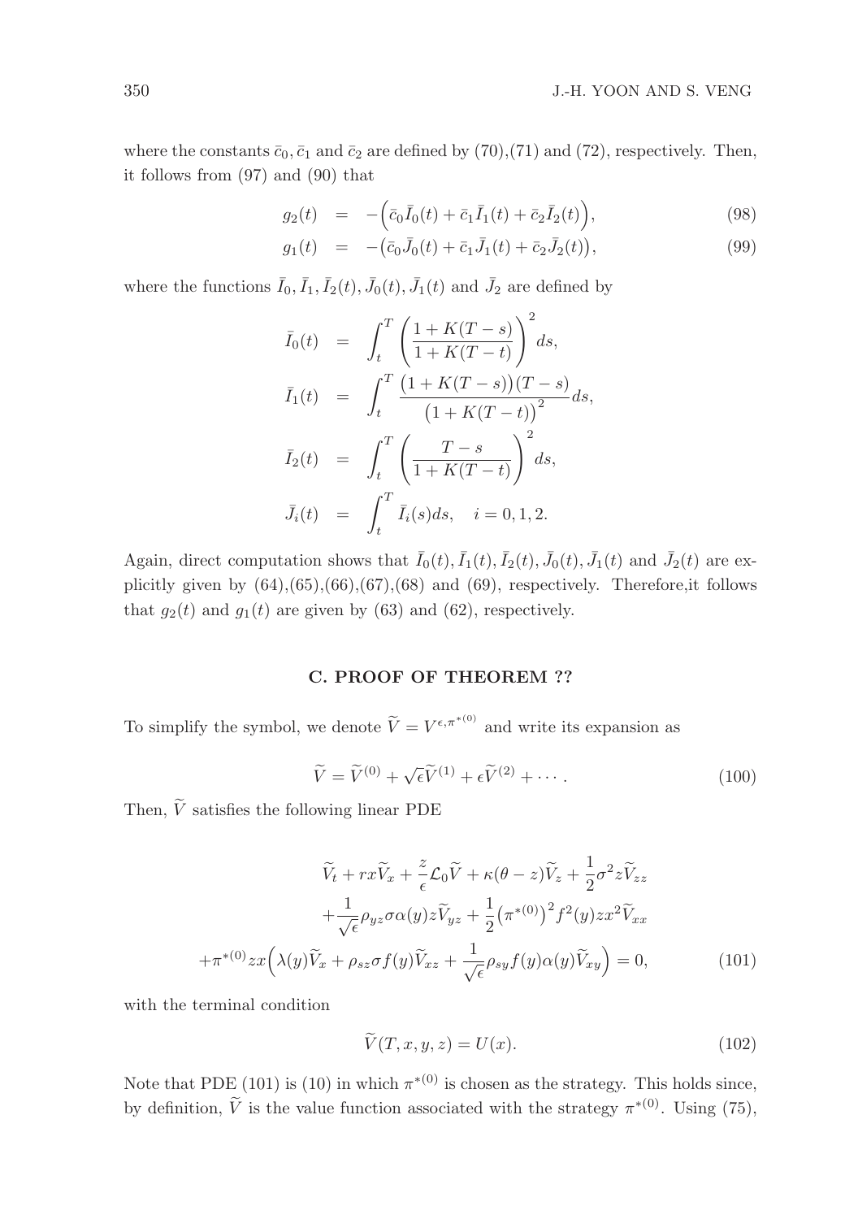where the constants $\bar{c}_0, \bar{c}_1$ and $\bar{c}_2$ are defined by (70),(71) and (72), respectively. Then, it follows from (97) and (90) that

$$
\begin{aligned}
g_2(t) &= -\Big(\bar{c}_0 \bar{I}_0(t) + \bar{c}_1 \bar{I}_1(t) + \bar{c}_2 \bar{I}_2(t)\Big), &(98)\\
g_1(t) &= -\big(\bar{c}_0 \bar{J}_0(t) + \bar{c}_1 \bar{J}_1(t) + \bar{c}_2 \bar{J}_2(t)\big), &(99)
\end{aligned}
$$

where the functions $\bar{I}_0, \bar{I}_1, \bar{I}_2(t), \bar{J}_0(t), \bar{J}_1(t)$ and $\bar{J}_2$ are defined by

$$
\begin{aligned}
\bar{I}_0(t) &= \int_t^T \left( \frac{1+K(T-s)}{1+K(T-t)} \right)^2 ds, \\
\bar{I}_1(t) &= \int_t^T \frac{\big(1+K(T-s)\big)(T-s)}{\big(1+K(T-t)\big)^2} ds, \\
\bar{I}_2(t) &= \int_t^T \left( \frac{T-s}{1+K(T-t)} \right)^2 ds, \\
\bar{J}_i(t) &= \int_t^T \bar{I}_i(s) ds, \quad i = 0, 1, 2.
\end{aligned}
$$

Again, direct computation shows that $\bar{I}_0(t), \bar{I}_1(t), \bar{I}_2(t), \bar{J}_0(t), \bar{J}_1(t)$ and $\bar{J}_2(t)$ are explicitly given by (64),(65),(66),(67),(68) and (69), respectively. Therefore,it follows that $g_2(t)$ and $g_1(t)$ are given by (63) and (62), respectively.

## C. PROOF OF THEOREM ??

To simplify the symbol, we denote $\widetilde{V} = V^{\epsilon, \pi^{*(0)}}$ and write its expansion as

$$
\widetilde{V} = \widetilde{V}^{(0)} + \sqrt{\epsilon}\widetilde{V}^{(1)} + \epsilon \widetilde{V}^{(2)} + \cdots. \tag{100}
$$

Then, $\widetilde{V}$ satisfies the following linear PDE

$$
\begin{aligned}
&\widetilde{V}_t + rx\widetilde{V}_x + \frac{z}{\epsilon}\mathcal{L}_0 \widetilde{V} + \kappa(\theta - z)\widetilde{V}_z + \frac{1}{2}\sigma^2 z \widetilde{V}_{zz} \\
&+ \frac{1}{\sqrt{\epsilon}} \rho_{yz} \sigma \alpha(y) z \widetilde{V}_{yz} + \frac{1}{2}\big(\pi^{*(0)}\big)^2 f^2(y) z x^2 \widetilde{V}_{xx} \\
&+ \pi^{*(0)} z x \Big( \lambda(y) \widetilde{V}_x + \rho_{sz} \sigma f(y) \widetilde{V}_{xz} + \frac{1}{\sqrt{\epsilon}} \rho_{sy} f(y) \alpha(y) \widetilde{V}_{xy} \Big) = 0,
\end{aligned} \tag{101}
$$

with the terminal condition

$$
\widetilde{V}(T, x, y, z) = U(x). \tag{102}
$$

Note that PDE (101) is (10) in which $\pi^{*(0)}$ is chosen as the strategy. This holds since, by definition, $\widetilde{V}$ is the value function associated with the strategy $\pi^{*(0)}$. Using (75),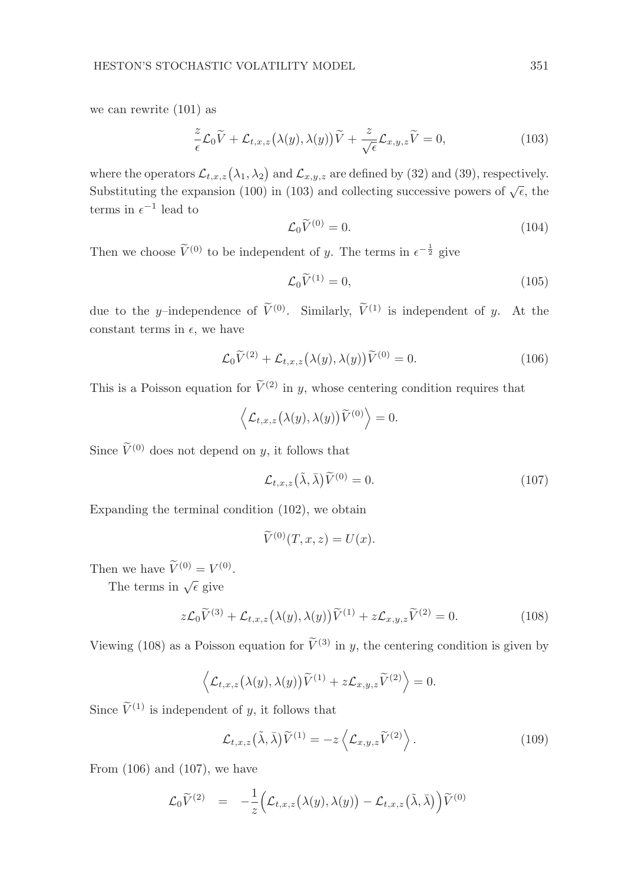we can rewrite (101) as

$$\frac{z}{\epsilon}\mathcal{L}_0\widetilde{V} + \mathcal{L}_{t,x,z}\big(\lambda(y),\lambda(y)\big)\widetilde{V} + \frac{z}{\sqrt{\epsilon}}\mathcal{L}_{x,y,z}\widetilde{V} = 0, \tag{103}$$

where the operators $\mathcal{L}_{t,x,z}\big(\lambda_1,\lambda_2\big)$ and $\mathcal{L}_{x,y,z}$ are defined by (32) and (39), respectively. Substituting the expansion (100) in (103) and collecting successive powers of $\sqrt{\epsilon}$, the terms in $\epsilon^{-1}$ lead to

$$\mathcal{L}_0\widetilde{V}^{(0)} = 0. \tag{104}$$

Then we choose $\widetilde{V}^{(0)}$ to be independent of $y$. The terms in $\epsilon^{-\frac{1}{2}}$ give

$$\mathcal{L}_0\widetilde{V}^{(1)} = 0, \tag{105}$$

due to the $y$–independence of $\widetilde{V}^{(0)}$. Similarly, $\widetilde{V}^{(1)}$ is independent of $y$. At the constant terms in $\epsilon$, we have

$$\mathcal{L}_0\widetilde{V}^{(2)} + \mathcal{L}_{t,x,z}\big(\lambda(y),\lambda(y)\big)\widetilde{V}^{(0)} = 0. \tag{106}$$

This is a Poisson equation for $\widetilde{V}^{(2)}$ in $y$, whose centering condition requires that

$$\left\langle \mathcal{L}_{t,x,z}\big(\lambda(y),\lambda(y)\big)\widetilde{V}^{(0)} \right\rangle = 0.$$

Since $\widetilde{V}^{(0)}$ does not depend on $y$, it follows that

$$\mathcal{L}_{t,x,z}\big(\tilde{\lambda},\bar{\lambda}\big)\widetilde{V}^{(0)} = 0. \tag{107}$$

Expanding the terminal condition (102), we obtain

$$\widetilde{V}^{(0)}(T,x,z) = U(x).$$

Then we have $\widetilde{V}^{(0)} = V^{(0)}$.

The terms in $\sqrt{\epsilon}$ give

$$z\mathcal{L}_0\widetilde{V}^{(3)} + \mathcal{L}_{t,x,z}\big(\lambda(y),\lambda(y)\big)\widetilde{V}^{(1)} + z\mathcal{L}_{x,y,z}\widetilde{V}^{(2)} = 0. \tag{108}$$

Viewing (108) as a Poisson equation for $\widetilde{V}^{(3)}$ in $y$, the centering condition is given by

$$\left\langle \mathcal{L}_{t,x,z}\big(\lambda(y),\lambda(y)\big)\widetilde{V}^{(1)} + z\mathcal{L}_{x,y,z}\widetilde{V}^{(2)} \right\rangle = 0.$$

Since $\widetilde{V}^{(1)}$ is independent of $y$, it follows that

$$\mathcal{L}_{t,x,z}\big(\tilde{\lambda},\bar{\lambda}\big)\widetilde{V}^{(1)} = -z\left\langle \mathcal{L}_{x,y,z}\widetilde{V}^{(2)} \right\rangle. \tag{109}$$

From (106) and (107), we have

$$\mathcal{L}_0\widetilde{V}^{(2)} = -\frac{1}{z}\Big(\mathcal{L}_{t,x,z}\big(\lambda(y),\lambda(y)\big) - \mathcal{L}_{t,x,z}\big(\tilde{\lambda},\bar{\lambda}\big)\Big)\widetilde{V}^{(0)}$$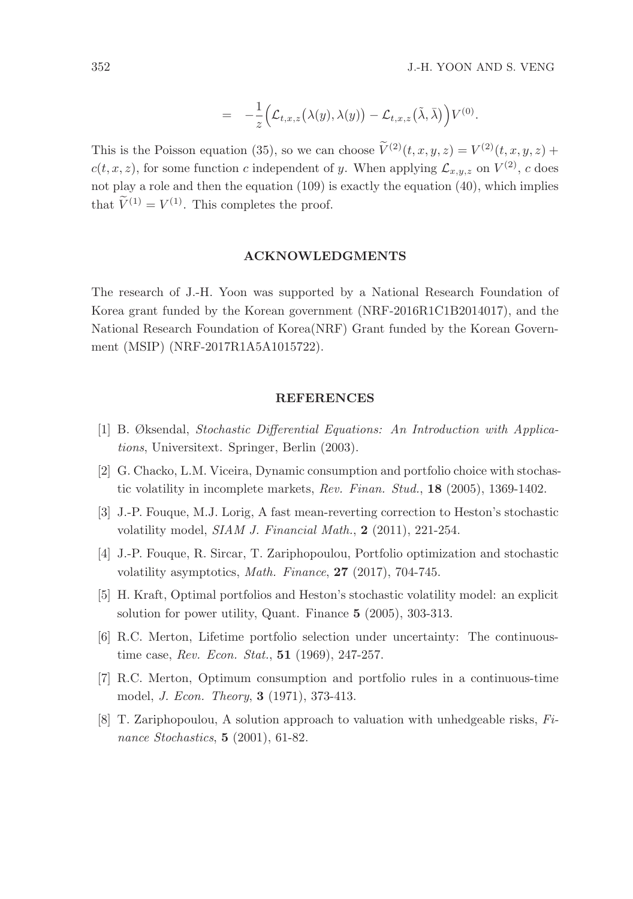$$= -\frac{1}{z}\Big(\mathcal{L}_{t,x,z}\big(\lambda(y),\lambda(y)\big) - \mathcal{L}_{t,x,z}\big(\tilde{\lambda},\bar{\lambda}\big)\Big)V^{(0)}.$$

This is the Poisson equation (35), so we can choose $\widetilde{V}^{(2)}(t,x,y,z) = V^{(2)}(t,x,y,z) + c(t,x,z)$, for some function $c$ independent of $y$. When applying $\mathcal{L}_{x,y,z}$ on $V^{(2)}$, $c$ does not play a role and then the equation (109) is exactly the equation (40), which implies that $\widetilde{V}^{(1)} = V^{(1)}$. This completes the proof.

## ACKNOWLEDGMENTS

The research of J.-H. Yoon was supported by a National Research Foundation of Korea grant funded by the Korean government (NRF-2016R1C1B2014017), and the National Research Foundation of Korea(NRF) Grant funded by the Korean Government (MSIP) (NRF-2017R1A5A1015722).

## REFERENCES

[1] B. Øksendal, *Stochastic Differential Equations: An Introduction with Applications*, Universitext. Springer, Berlin (2003).

[2] G. Chacko, L.M. Viceira, Dynamic consumption and portfolio choice with stochastic volatility in incomplete markets, *Rev. Finan. Stud.*, **18** (2005), 1369-1402.

[3] J.-P. Fouque, M.J. Lorig, A fast mean-reverting correction to Heston's stochastic volatility model, *SIAM J. Financial Math.*, **2** (2011), 221-254.

[4] J.-P. Fouque, R. Sircar, T. Zariphopoulou, Portfolio optimization and stochastic volatility asymptotics, *Math. Finance*, **27** (2017), 704-745.

[5] H. Kraft, Optimal portfolios and Heston's stochastic volatility model: an explicit solution for power utility, Quant. Finance **5** (2005), 303-313.

[6] R.C. Merton, Lifetime portfolio selection under uncertainty: The continuous-time case, *Rev. Econ. Stat.*, **51** (1969), 247-257.

[7] R.C. Merton, Optimum consumption and portfolio rules in a continuous-time model, *J. Econ. Theory*, **3** (1971), 373-413.

[8] T. Zariphopoulou, A solution approach to valuation with unhedgeable risks, *Finance Stochastics*, **5** (2001), 61-82.